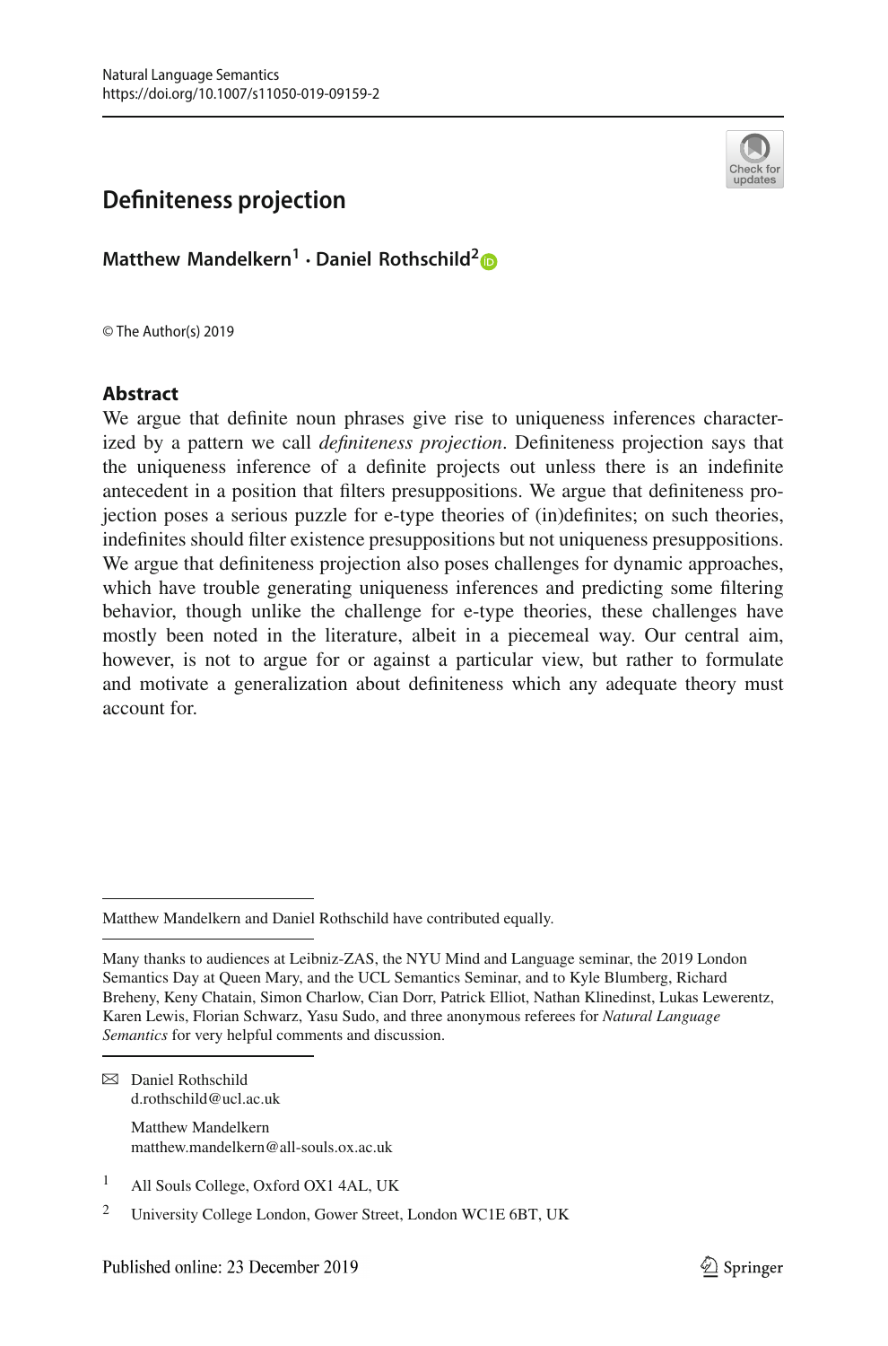Natural Language Semantics
https://doi.org/10.1007/s11050-019-09159-2

# Definiteness projection

**Matthew Mandelkern[1] · Daniel Rothschild[2]**

© The Author(s) 2019

## Abstract

We argue that definite noun phrases give rise to uniqueness inferences characterized by a pattern we call *definiteness projection*. Definiteness projection says that the uniqueness inference of a definite projects out unless there is an indefinite antecedent in a position that filters presuppositions. We argue that definiteness projection poses a serious puzzle for e-type theories of (in)definites; on such theories, indefinites should filter existence presuppositions but not uniqueness presuppositions. We argue that definiteness projection also poses challenges for dynamic approaches, which have trouble generating uniqueness inferences and predicting some filtering behavior, though unlike the challenge for e-type theories, these challenges have mostly been noted in the literature, albeit in a piecemeal way. Our central aim, however, is not to argue for or against a particular view, but rather to formulate and motivate a generalization about definiteness which any adequate theory must account for.

---

Matthew Mandelkern and Daniel Rothschild have contributed equally.

---

Many thanks to audiences at Leibniz-ZAS, the NYU Mind and Language seminar, the 2019 London Semantics Day at Queen Mary, and the UCL Semantics Seminar, and to Kyle Blumberg, Richard Breheny, Keny Chatain, Simon Charlow, Cian Dorr, Patrick Elliot, Nathan Klinedinst, Lukas Lewerentz, Karen Lewis, Florian Schwarz, Yasu Sudo, and three anonymous referees for *Natural Language Semantics* for very helpful comments and discussion.

---

✉ Daniel Rothschild
d.rothschild@ucl.ac.uk

Matthew Mandelkern
matthew.mandelkern@all-souls.ox.ac.uk

[1] All Souls College, Oxford OX1 4AL, UK

[2] University College London, Gower Street, London WC1E 6BT, UK

Published online: 23 December 2019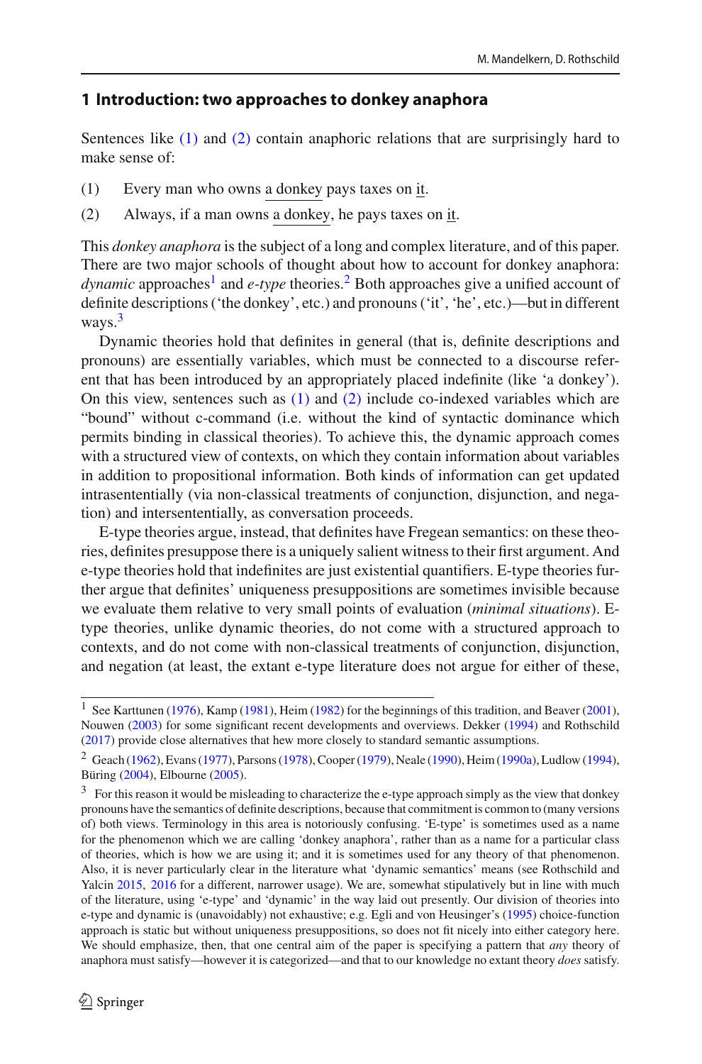## 1 Introduction: two approaches to donkey anaphora

Sentences like (1) and (2) contain anaphoric relations that are surprisingly hard to make sense of:

(1) Every man who owns a donkey pays taxes on it.

(2) Always, if a man owns a donkey, he pays taxes on it.

This *donkey anaphora* is the subject of a long and complex literature, and of this paper. There are two major schools of thought about how to account for donkey anaphora: *dynamic* approaches[1] and *e-type* theories.[2] Both approaches give a unified account of definite descriptions ('the donkey', etc.) and pronouns ('it', 'he', etc.)—but in different ways.[3]

Dynamic theories hold that definites in general (that is, definite descriptions and pronouns) are essentially variables, which must be connected to a discourse referent that has been introduced by an appropriately placed indefinite (like 'a donkey'). On this view, sentences such as (1) and (2) include co-indexed variables which are "bound" without c-command (i.e. without the kind of syntactic dominance which permits binding in classical theories). To achieve this, the dynamic approach comes with a structured view of contexts, on which they contain information about variables in addition to propositional information. Both kinds of information can get updated intrasententially (via non-classical treatments of conjunction, disjunction, and negation) and intersententially, as conversation proceeds.

E-type theories argue, instead, that definites have Fregean semantics: on these theories, definites presuppose there is a uniquely salient witness to their first argument. And e-type theories hold that indefinites are just existential quantifiers. E-type theories further argue that definites' uniqueness presuppositions are sometimes invisible because we evaluate them relative to very small points of evaluation (*minimal situations*). E-type theories, unlike dynamic theories, do not come with a structured approach to contexts, and do not come with non-classical treatments of conjunction, disjunction, and negation (at least, the extant e-type literature does not argue for either of these,

---

[1] See Karttunen (1976), Kamp (1981), Heim (1982) for the beginnings of this tradition, and Beaver (2001), Nouwen (2003) for some significant recent developments and overviews. Dekker (1994) and Rothschild (2017) provide close alternatives that hew more closely to standard semantic assumptions.

[2] Geach (1962), Evans (1977), Parsons (1978), Cooper (1979), Neale (1990), Heim (1990a), Ludlow (1994), Büring (2004), Elbourne (2005).

[3] For this reason it would be misleading to characterize the e-type approach simply as the view that donkey pronouns have the semantics of definite descriptions, because that commitment is common to (many versions of) both views. Terminology in this area is notoriously confusing. 'E-type' is sometimes used as a name for the phenomenon which we are calling 'donkey anaphora', rather than as a name for a particular class of theories, which is how we are using it; and it is sometimes used for any theory of that phenomenon. Also, it is never particularly clear in the literature what 'dynamic semantics' means (see Rothschild and Yalcin 2015, 2016 for a different, narrower usage). We are, somewhat stipulatively but in line with much of the literature, using 'e-type' and 'dynamic' in the way laid out presently. Our division of theories into e-type and dynamic is (unavoidably) not exhaustive; e.g. Egli and von Heusinger's (1995) choice-function approach is static but without uniqueness presuppositions, so does not fit nicely into either category here. We should emphasize, then, that one central aim of the paper is specifying a pattern that *any* theory of anaphora must satisfy—however it is categorized—and that to our knowledge no extant theory *does* satisfy.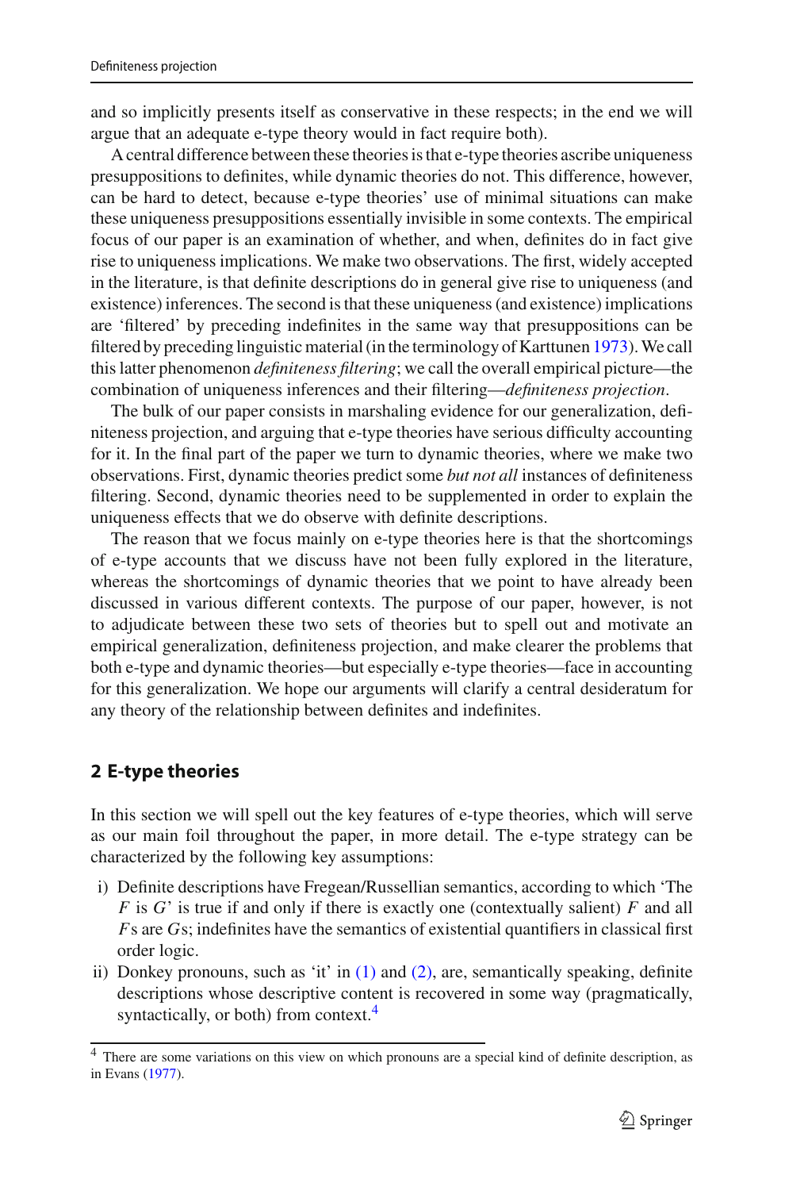and so implicitly presents itself as conservative in these respects; in the end we will argue that an adequate e-type theory would in fact require both).

A central difference between these theories is that e-type theories ascribe uniqueness presuppositions to definites, while dynamic theories do not. This difference, however, can be hard to detect, because e-type theories' use of minimal situations can make these uniqueness presuppositions essentially invisible in some contexts. The empirical focus of our paper is an examination of whether, and when, definites do in fact give rise to uniqueness implications. We make two observations. The first, widely accepted in the literature, is that definite descriptions do in general give rise to uniqueness (and existence) inferences. The second is that these uniqueness (and existence) implications are 'filtered' by preceding indefinites in the same way that presuppositions can be filtered by preceding linguistic material (in the terminology of Karttunen 1973). We call this latter phenomenon *definiteness filtering*; we call the overall empirical picture—the combination of uniqueness inferences and their filtering—*definiteness projection*.

The bulk of our paper consists in marshaling evidence for our generalization, definiteness projection, and arguing that e-type theories have serious difficulty accounting for it. In the final part of the paper we turn to dynamic theories, where we make two observations. First, dynamic theories predict some *but not all* instances of definiteness filtering. Second, dynamic theories need to be supplemented in order to explain the uniqueness effects that we do observe with definite descriptions.

The reason that we focus mainly on e-type theories here is that the shortcomings of e-type accounts that we discuss have not been fully explored in the literature, whereas the shortcomings of dynamic theories that we point to have already been discussed in various different contexts. The purpose of our paper, however, is not to adjudicate between these two sets of theories but to spell out and motivate an empirical generalization, definiteness projection, and make clearer the problems that both e-type and dynamic theories—but especially e-type theories—face in accounting for this generalization. We hope our arguments will clarify a central desideratum for any theory of the relationship between definites and indefinites.

## 2 E-type theories

In this section we will spell out the key features of e-type theories, which will serve as our main foil throughout the paper, in more detail. The e-type strategy can be characterized by the following key assumptions:

i) Definite descriptions have Fregean/Russellian semantics, according to which 'The $F$ is $G$' is true if and only if there is exactly one (contextually salient) $F$ and all $F$s are $G$s; indefinites have the semantics of existential quantifiers in classical first order logic.
ii) Donkey pronouns, such as 'it' in (1) and (2), are, semantically speaking, definite descriptions whose descriptive content is recovered in some way (pragmatically, syntactically, or both) from context.[4]

[4] There are some variations on this view on which pronouns are a special kind of definite description, as in Evans (1977).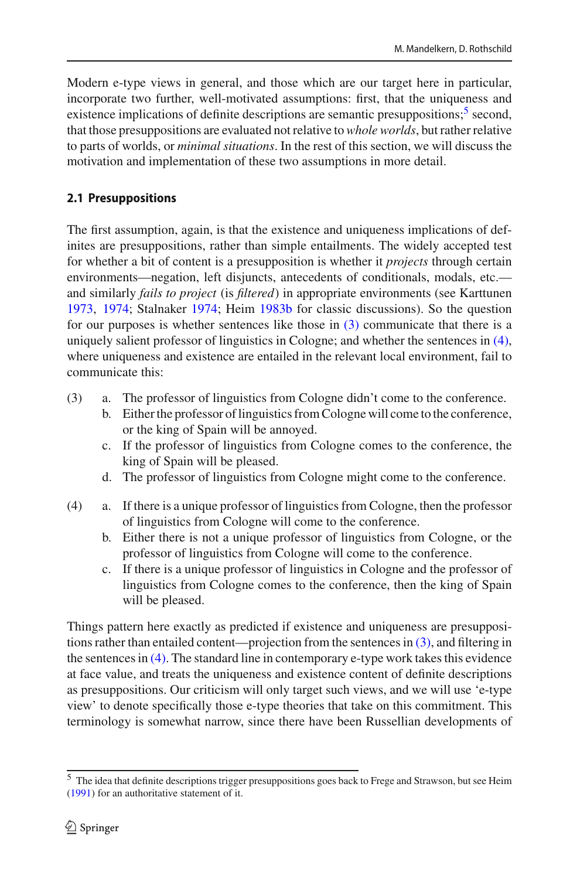Modern e-type views in general, and those which are our target here in particular, incorporate two further, well-motivated assumptions: first, that the uniqueness and existence implications of definite descriptions are semantic presuppositions;[5] second, that those presuppositions are evaluated not relative to *whole worlds*, but rather relative to parts of worlds, or *minimal situations*. In the rest of this section, we will discuss the motivation and implementation of these two assumptions in more detail.

### 2.1 Presuppositions

The first assumption, again, is that the existence and uniqueness implications of definites are presuppositions, rather than simple entailments. The widely accepted test for whether a bit of content is a presupposition is whether it *projects* through certain environments—negation, left disjuncts, antecedents of conditionals, modals, etc.—and similarly *fails to project* (is *filtered*) in appropriate environments (see Karttunen 1973, 1974; Stalnaker 1974; Heim 1983b for classic discussions). So the question for our purposes is whether sentences like those in (3) communicate that there is a uniquely salient professor of linguistics in Cologne; and whether the sentences in (4), where uniqueness and existence are entailed in the relevant local environment, fail to communicate this:

(3) a. The professor of linguistics from Cologne didn't come to the conference.
  b. Either the professor of linguistics from Cologne will come to the conference, or the king of Spain will be annoyed.
  c. If the professor of linguistics from Cologne comes to the conference, the king of Spain will be pleased.
  d. The professor of linguistics from Cologne might come to the conference.

(4) a. If there is a unique professor of linguistics from Cologne, then the professor of linguistics from Cologne will come to the conference.
  b. Either there is not a unique professor of linguistics from Cologne, or the professor of linguistics from Cologne will come to the conference.
  c. If there is a unique professor of linguistics in Cologne and the professor of linguistics from Cologne comes to the conference, then the king of Spain will be pleased.

Things pattern here exactly as predicted if existence and uniqueness are presuppositions rather than entailed content—projection from the sentences in (3), and filtering in the sentences in (4). The standard line in contemporary e-type work takes this evidence at face value, and treats the uniqueness and existence content of definite descriptions as presuppositions. Our criticism will only target such views, and we will use 'e-type view' to denote specifically those e-type theories that take on this commitment. This terminology is somewhat narrow, since there have been Russellian developments of

[5] The idea that definite descriptions trigger presuppositions goes back to Frege and Strawson, but see Heim (1991) for an authoritative statement of it.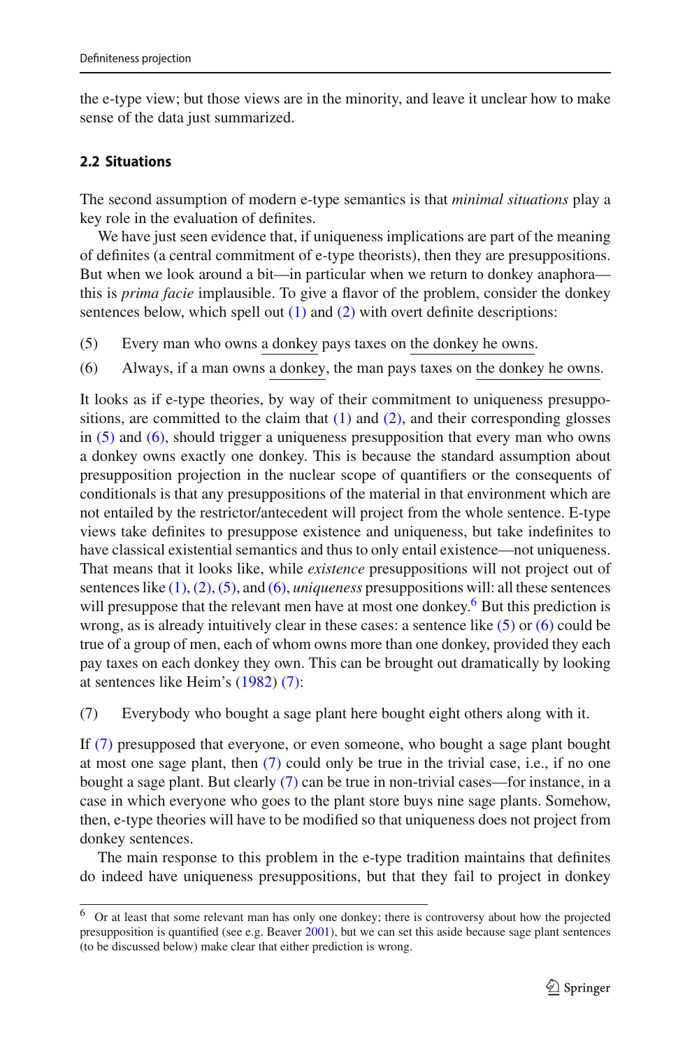the e-type view; but those views are in the minority, and leave it unclear how to make sense of the data just summarized.

### 2.2 Situations

The second assumption of modern e-type semantics is that *minimal situations* play a key role in the evaluation of definites.

We have just seen evidence that, if uniqueness implications are part of the meaning of definites (a central commitment of e-type theorists), then they are presuppositions. But when we look around a bit—in particular when we return to donkey anaphora—this is *prima facie* implausible. To give a flavor of the problem, consider the donkey sentences below, which spell out (1) and (2) with overt definite descriptions:

(5) Every man who owns a donkey pays taxes on the donkey he owns.

(6) Always, if a man owns a donkey, the man pays taxes on the donkey he owns.

It looks as if e-type theories, by way of their commitment to uniqueness presuppositions, are committed to the claim that (1) and (2), and their corresponding glosses in (5) and (6), should trigger a uniqueness presupposition that every man who owns a donkey owns exactly one donkey. This is because the standard assumption about presupposition projection in the nuclear scope of quantifiers or the consequents of conditionals is that any presuppositions of the material in that environment which are not entailed by the restrictor/antecedent will project from the whole sentence. E-type views take definites to presuppose existence and uniqueness, but take indefinites to have classical existential semantics and thus to only entail existence—not uniqueness. That means that it looks like, while *existence* presuppositions will not project out of sentences like (1), (2), (5), and (6), *uniqueness* presuppositions will: all these sentences will presuppose that the relevant men have at most one donkey.[6] But this prediction is wrong, as is already intuitively clear in these cases: a sentence like (5) or (6) could be true of a group of men, each of whom owns more than one donkey, provided they each pay taxes on each donkey they own. This can be brought out dramatically by looking at sentences like Heim's (1982) (7):

(7) Everybody who bought a sage plant here bought eight others along with it.

If (7) presupposed that everyone, or even someone, who bought a sage plant bought at most one sage plant, then (7) could only be true in the trivial case, i.e., if no one bought a sage plant. But clearly (7) can be true in non-trivial cases—for instance, in a case in which everyone who goes to the plant store buys nine sage plants. Somehow, then, e-type theories will have to be modified so that uniqueness does not project from donkey sentences.

The main response to this problem in the e-type tradition maintains that definites do indeed have uniqueness presuppositions, but that they fail to project in donkey

---

[6] Or at least that some relevant man has only one donkey; there is controversy about how the projected presupposition is quantified (see e.g. Beaver 2001), but we can set this aside because sage plant sentences (to be discussed below) make clear that either prediction is wrong.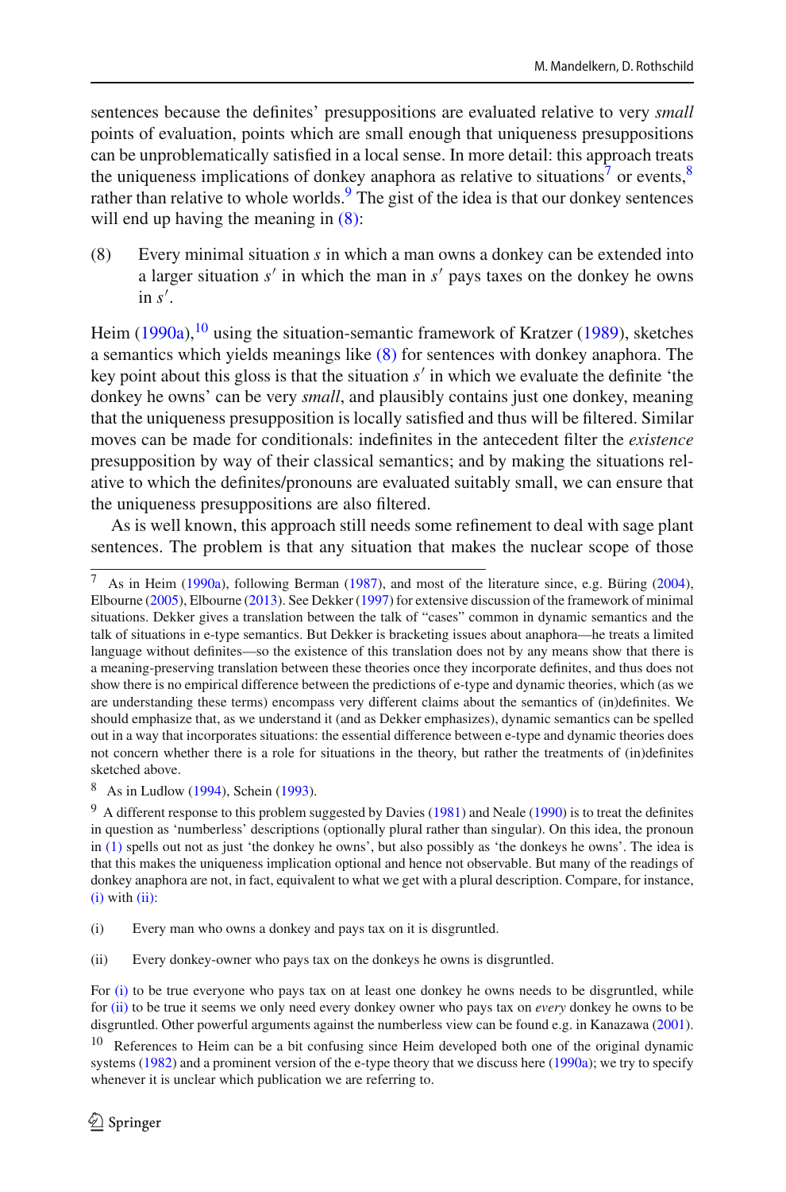sentences because the definites' presuppositions are evaluated relative to very *small* points of evaluation, points which are small enough that uniqueness presuppositions can be unproblematically satisfied in a local sense. In more detail: this approach treats the uniqueness implications of donkey anaphora as relative to situations[7] or events,[8] rather than relative to whole worlds.[9] The gist of the idea is that our donkey sentences will end up having the meaning in (8):

(8) Every minimal situation $s$ in which a man owns a donkey can be extended into a larger situation $s'$ in which the man in $s'$ pays taxes on the donkey he owns in $s'$.

Heim (1990a),[10] using the situation-semantic framework of Kratzer (1989), sketches a semantics which yields meanings like (8) for sentences with donkey anaphora. The key point about this gloss is that the situation $s'$ in which we evaluate the definite 'the donkey he owns' can be very *small*, and plausibly contains just one donkey, meaning that the uniqueness presupposition is locally satisfied and thus will be filtered. Similar moves can be made for conditionals: indefinites in the antecedent filter the *existence* presupposition by way of their classical semantics; and by making the situations relative to which the definites/pronouns are evaluated suitably small, we can ensure that the uniqueness presuppositions are also filtered.

As is well known, this approach still needs some refinement to deal with sage plant sentences. The problem is that any situation that makes the nuclear scope of those

---

[7] As in Heim (1990a), following Berman (1987), and most of the literature since, e.g. Büring (2004), Elbourne (2005), Elbourne (2013). See Dekker (1997) for extensive discussion of the framework of minimal situations. Dekker gives a translation between the talk of "cases" common in dynamic semantics and the talk of situations in e-type semantics. But Dekker is bracketing issues about anaphora—he treats a limited language without definites—so the existence of this translation does not by any means show that there is a meaning-preserving translation between these theories once they incorporate definites, and thus does not show there is no empirical difference between the predictions of e-type and dynamic theories, which (as we are understanding these terms) encompass very different claims about the semantics of (in)definites. We should emphasize that, as we understand it (and as Dekker emphasizes), dynamic semantics can be spelled out in a way that incorporates situations: the essential difference between e-type and dynamic theories does not concern whether there is a role for situations in the theory, but rather the treatments of (in)definites sketched above.

[8] As in Ludlow (1994), Schein (1993).

[9] A different response to this problem suggested by Davies (1981) and Neale (1990) is to treat the definites in question as 'numberless' descriptions (optionally plural rather than singular). On this idea, the pronoun in (1) spells out not as just 'the donkey he owns', but also possibly as 'the donkeys he owns'. The idea is that this makes the uniqueness implication optional and hence not observable. But many of the readings of donkey anaphora are not, in fact, equivalent to what we get with a plural description. Compare, for instance, (i) with (ii):

(i) Every man who owns a donkey and pays tax on it is disgruntled.

(ii) Every donkey-owner who pays tax on the donkeys he owns is disgruntled.

For (i) to be true everyone who pays tax on at least one donkey he owns needs to be disgruntled, while for (ii) to be true it seems we only need every donkey owner who pays tax on *every* donkey he owns to be disgruntled. Other powerful arguments against the numberless view can be found e.g. in Kanazawa (2001).

[10] References to Heim can be a bit confusing since Heim developed both one of the original dynamic systems (1982) and a prominent version of the e-type theory that we discuss here (1990a); we try to specify whenever it is unclear which publication we are referring to.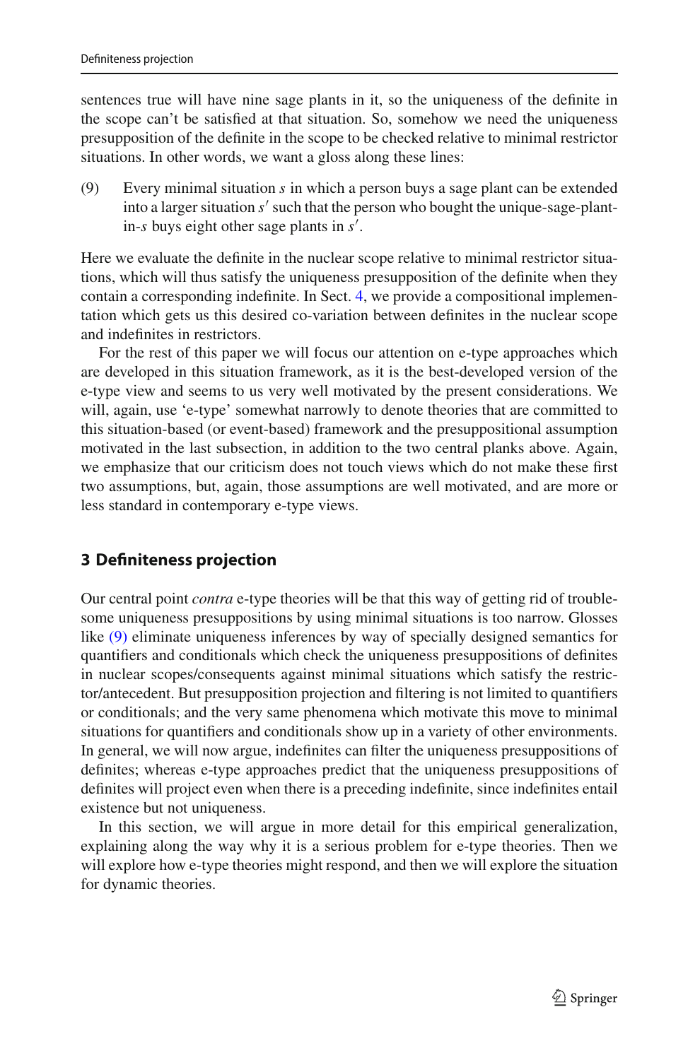sentences true will have nine sage plants in it, so the uniqueness of the definite in the scope can't be satisfied at that situation. So, somehow we need the uniqueness presupposition of the definite in the scope to be checked relative to minimal restrictor situations. In other words, we want a gloss along these lines:

(9) Every minimal situation $s$ in which a person buys a sage plant can be extended into a larger situation $s'$ such that the person who bought the unique-sage-plant-in-$s$ buys eight other sage plants in $s'$.

Here we evaluate the definite in the nuclear scope relative to minimal restrictor situations, which will thus satisfy the uniqueness presupposition of the definite when they contain a corresponding indefinite. In Sect. 4, we provide a compositional implementation which gets us this desired co-variation between definites in the nuclear scope and indefinites in restrictors.

For the rest of this paper we will focus our attention on e-type approaches which are developed in this situation framework, as it is the best-developed version of the e-type view and seems to us very well motivated by the present considerations. We will, again, use 'e-type' somewhat narrowly to denote theories that are committed to this situation-based (or event-based) framework and the presuppositional assumption motivated in the last subsection, in addition to the two central planks above. Again, we emphasize that our criticism does not touch views which do not make these first two assumptions, but, again, those assumptions are well motivated, and are more or less standard in contemporary e-type views.

## 3 Definiteness projection

Our central point *contra* e-type theories will be that this way of getting rid of troublesome uniqueness presuppositions by using minimal situations is too narrow. Glosses like (9) eliminate uniqueness inferences by way of specially designed semantics for quantifiers and conditionals which check the uniqueness presuppositions of definites in nuclear scopes/consequents against minimal situations which satisfy the restrictor/antecedent. But presupposition projection and filtering is not limited to quantifiers or conditionals; and the very same phenomena which motivate this move to minimal situations for quantifiers and conditionals show up in a variety of other environments. In general, we will now argue, indefinites can filter the uniqueness presuppositions of definites; whereas e-type approaches predict that the uniqueness presuppositions of definites will project even when there is a preceding indefinite, since indefinites entail existence but not uniqueness.

In this section, we will argue in more detail for this empirical generalization, explaining along the way why it is a serious problem for e-type theories. Then we will explore how e-type theories might respond, and then we will explore the situation for dynamic theories.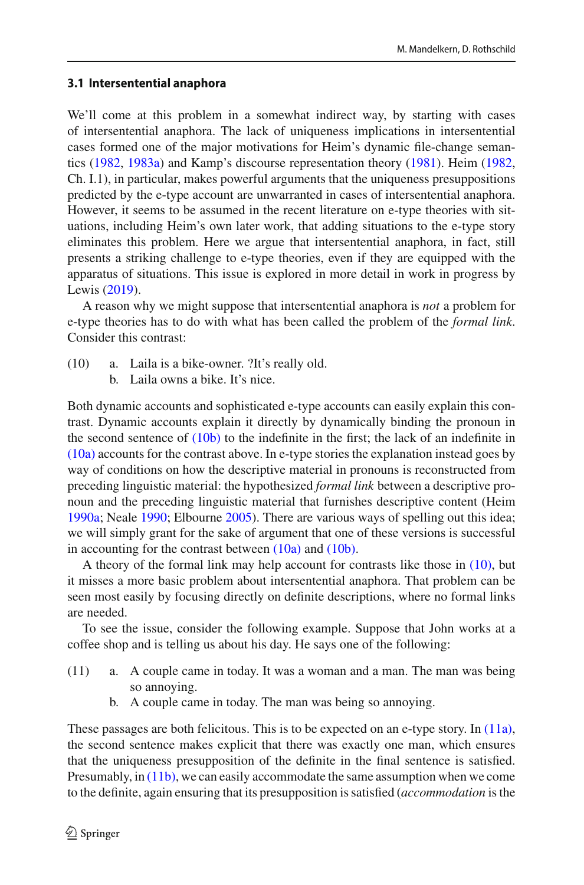### 3.1 Intersentential anaphora

We'll come at this problem in a somewhat indirect way, by starting with cases of intersentential anaphora. The lack of uniqueness implications in intersentential cases formed one of the major motivations for Heim's dynamic file-change semantics (1982, 1983a) and Kamp's discourse representation theory (1981). Heim (1982, Ch. I.1), in particular, makes powerful arguments that the uniqueness presuppositions predicted by the e-type account are unwarranted in cases of intersentential anaphora. However, it seems to be assumed in the recent literature on e-type theories with situations, including Heim's own later work, that adding situations to the e-type story eliminates this problem. Here we argue that intersentential anaphora, in fact, still presents a striking challenge to e-type theories, even if they are equipped with the apparatus of situations. This issue is explored in more detail in work in progress by Lewis (2019).

A reason why we might suppose that intersentential anaphora is *not* a problem for e-type theories has to do with what has been called the problem of the *formal link*. Consider this contrast:

(10) a. Laila is a bike-owner. ?It's really old.
b. Laila owns a bike. It's nice.

Both dynamic accounts and sophisticated e-type accounts can easily explain this contrast. Dynamic accounts explain it directly by dynamically binding the pronoun in the second sentence of (10b) to the indefinite in the first; the lack of an indefinite in (10a) accounts for the contrast above. In e-type stories the explanation instead goes by way of conditions on how the descriptive material in pronouns is reconstructed from preceding linguistic material: the hypothesized *formal link* between a descriptive pronoun and the preceding linguistic material that furnishes descriptive content (Heim 1990a; Neale 1990; Elbourne 2005). There are various ways of spelling out this idea; we will simply grant for the sake of argument that one of these versions is successful in accounting for the contrast between (10a) and (10b).

A theory of the formal link may help account for contrasts like those in (10), but it misses a more basic problem about intersentential anaphora. That problem can be seen most easily by focusing directly on definite descriptions, where no formal links are needed.

To see the issue, consider the following example. Suppose that John works at a coffee shop and is telling us about his day. He says one of the following:

(11) a. A couple came in today. It was a woman and a man. The man was being so annoying.
b. A couple came in today. The man was being so annoying.

These passages are both felicitous. This is to be expected on an e-type story. In (11a), the second sentence makes explicit that there was exactly one man, which ensures that the uniqueness presupposition of the definite in the final sentence is satisfied. Presumably, in (11b), we can easily accommodate the same assumption when we come to the definite, again ensuring that its presupposition is satisfied (*accommodation* is the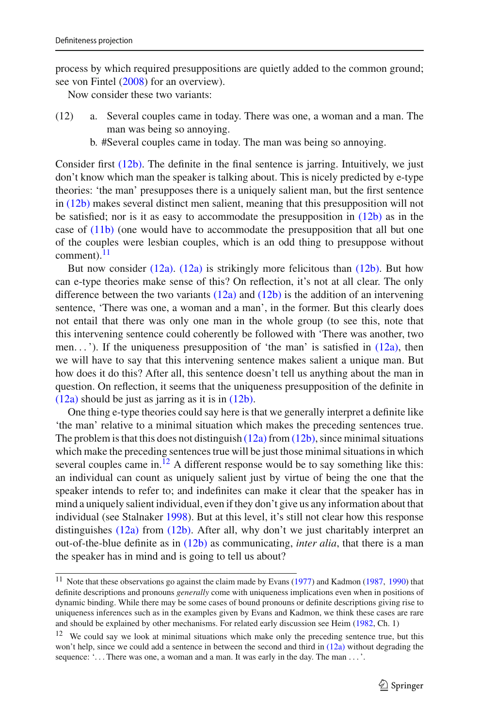process by which required presuppositions are quietly added to the common ground; see von Fintel (2008) for an overview).

Now consider these two variants:

(12) a. Several couples came in today. There was one, a woman and a man. The man was being so annoying.

b. #Several couples came in today. The man was being so annoying.

Consider first (12b). The definite in the final sentence is jarring. Intuitively, we just don't know which man the speaker is talking about. This is nicely predicted by e-type theories: 'the man' presupposes there is a uniquely salient man, but the first sentence in (12b) makes several distinct men salient, meaning that this presupposition will not be satisfied; nor is it as easy to accommodate the presupposition in (12b) as in the case of (11b) (one would have to accommodate the presupposition that all but one of the couples were lesbian couples, which is an odd thing to presuppose without comment).[11]

But now consider (12a). (12a) is strikingly more felicitous than (12b). But how can e-type theories make sense of this? On reflection, it's not at all clear. The only difference between the two variants (12a) and (12b) is the addition of an intervening sentence, 'There was one, a woman and a man', in the former. But this clearly does not entail that there was only one man in the whole group (to see this, note that this intervening sentence could coherently be followed with 'There was another, two men…'). If the uniqueness presupposition of 'the man' is satisfied in (12a), then we will have to say that this intervening sentence makes salient a unique man. But how does it do this? After all, this sentence doesn't tell us anything about the man in question. On reflection, it seems that the uniqueness presupposition of the definite in (12a) should be just as jarring as it is in (12b).

One thing e-type theories could say here is that we generally interpret a definite like 'the man' relative to a minimal situation which makes the preceding sentences true. The problem is that this does not distinguish (12a) from (12b), since minimal situations which make the preceding sentences true will be just those minimal situations in which several couples came in.[12] A different response would be to say something like this: an individual can count as uniquely salient just by virtue of being the one that the speaker intends to refer to; and indefinites can make it clear that the speaker has in mind a uniquely salient individual, even if they don't give us any information about that individual (see Stalnaker 1998). But at this level, it's still not clear how this response distinguishes (12a) from (12b). After all, why don't we just charitably interpret an out-of-the-blue definite as in (12b) as communicating, *inter alia*, that there is a man the speaker has in mind and is going to tell us about?

---

[11] Note that these observations go against the claim made by Evans (1977) and Kadmon (1987, 1990) that definite descriptions and pronouns *generally* come with uniqueness implications even when in positions of dynamic binding. While there may be some cases of bound pronouns or definite descriptions giving rise to uniqueness inferences such as in the examples given by Evans and Kadmon, we think these cases are rare and should be explained by other mechanisms. For related early discussion see Heim (1982, Ch. 1)

[12] We could say we look at minimal situations which make only the preceding sentence true, but this won't help, since we could add a sentence in between the second and third in (12a) without degrading the sequence: '… There was one, a woman and a man. It was early in the day. The man …'.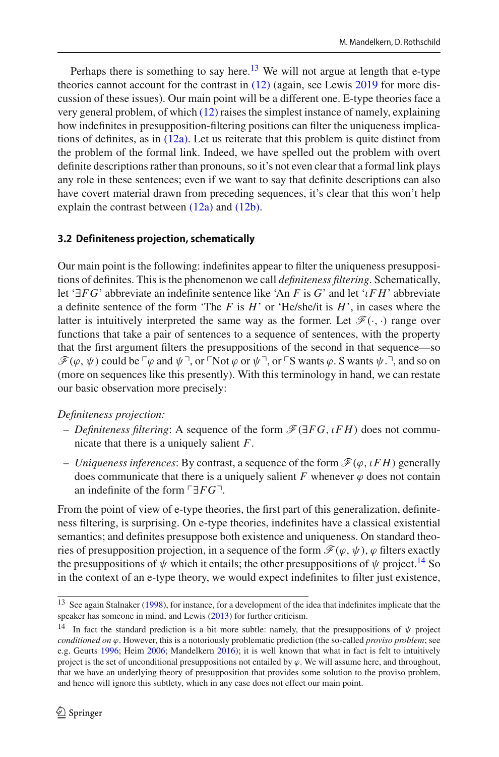Perhaps there is something to say here.[13] We will not argue at length that e-type theories cannot account for the contrast in (12) (again, see Lewis 2019 for more discussion of these issues). Our main point will be a different one. E-type theories face a very general problem, of which (12) raises the simplest instance of namely, explaining how indefinites in presupposition-filtering positions can filter the uniqueness implications of definites, as in (12a). Let us reiterate that this problem is quite distinct from the problem of the formal link. Indeed, we have spelled out the problem with overt definite descriptions rather than pronouns, so it's not even clear that a formal link plays any role in these sentences; even if we want to say that definite descriptions can also have covert material drawn from preceding sequences, it's clear that this won't help explain the contrast between (12a) and (12b).

### 3.2 Definiteness projection, schematically

Our main point is the following: indefinites appear to filter the uniqueness presuppositions of definites. This is the phenomenon we call *definiteness filtering*. Schematically, let '$\exists FG$' abbreviate an indefinite sentence like 'An $F$ is $G$' and let '$\iota FH$' abbreviate a definite sentence of the form 'The $F$ is $H$' or 'He/she/it is $H$', in cases where the latter is intuitively interpreted the same way as the former. Let $\mathscr{F}(\cdot,\cdot)$ range over functions that take a pair of sentences to a sequence of sentences, with the property that the first argument filters the presuppositions of the second in that sequence—so $\mathscr{F}(\varphi,\psi)$ could be $\ulcorner\varphi$ and $\psi\urcorner$, or $\ulcorner$Not $\varphi$ or $\psi\urcorner$, or $\ulcorner$S wants $\varphi$. S wants $\psi$.$\urcorner$, and so on (more on sequences like this presently). With this terminology in hand, we can restate our basic observation more precisely:

*Definiteness projection:*

- *Definiteness filtering*: A sequence of the form $\mathscr{F}(\exists FG, \iota FH)$ does not communicate that there is a uniquely salient $F$.
- *Uniqueness inferences*: By contrast, a sequence of the form $\mathscr{F}(\varphi, \iota FH)$ generally does communicate that there is a uniquely salient $F$ whenever $\varphi$ does not contain an indefinite of the form $\ulcorner\exists FG\urcorner$.

From the point of view of e-type theories, the first part of this generalization, definiteness filtering, is surprising. On e-type theories, indefinites have a classical existential semantics; and definites presuppose both existence and uniqueness. On standard theories of presupposition projection, in a sequence of the form $\mathscr{F}(\varphi,\psi)$, $\varphi$ filters exactly the presuppositions of $\psi$ which it entails; the other presuppositions of $\psi$ project.[14] So in the context of an e-type theory, we would expect indefinites to filter just existence,

[13] See again Stalnaker (1998), for instance, for a development of the idea that indefinites implicate that the speaker has someone in mind, and Lewis (2013) for further criticism.

[14] In fact the standard prediction is a bit more subtle: namely, that the presuppositions of $\psi$ project *conditioned on* $\varphi$. However, this is a notoriously problematic prediction (the so-called *proviso problem*; see e.g. Geurts 1996; Heim 2006; Mandelkern 2016); it is well known that what in fact is felt to intuitively project is the set of unconditional presuppositions not entailed by $\varphi$. We will assume here, and throughout, that we have an underlying theory of presupposition that provides some solution to the proviso problem, and hence will ignore this subtlety, which in any case does not effect our main point.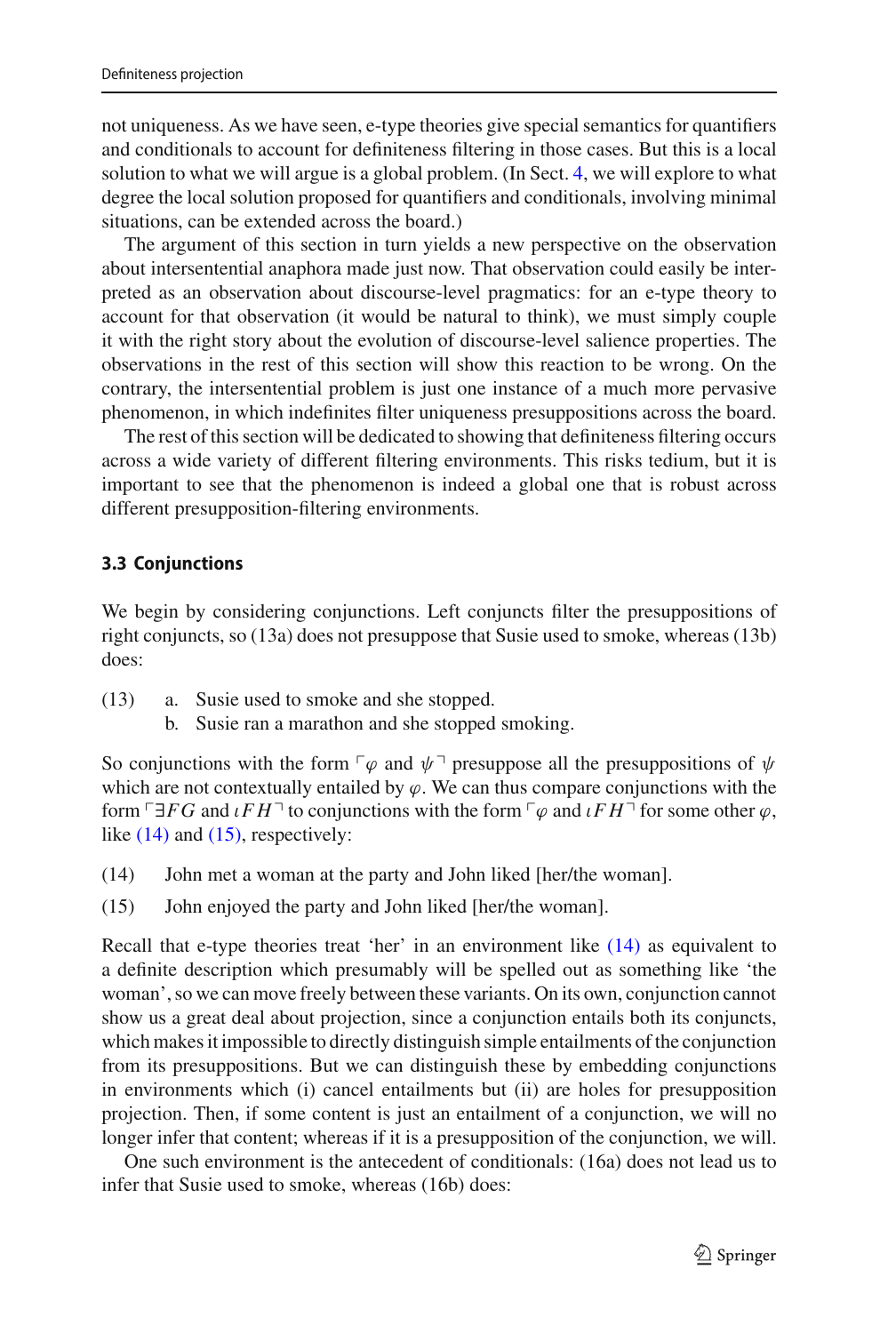not uniqueness. As we have seen, e-type theories give special semantics for quantifiers and conditionals to account for definiteness filtering in those cases. But this is a local solution to what we will argue is a global problem. (In Sect. 4, we will explore to what degree the local solution proposed for quantifiers and conditionals, involving minimal situations, can be extended across the board.)

The argument of this section in turn yields a new perspective on the observation about intersentential anaphora made just now. That observation could easily be interpreted as an observation about discourse-level pragmatics: for an e-type theory to account for that observation (it would be natural to think), we must simply couple it with the right story about the evolution of discourse-level salience properties. The observations in the rest of this section will show this reaction to be wrong. On the contrary, the intersentential problem is just one instance of a much more pervasive phenomenon, in which indefinites filter uniqueness presuppositions across the board.

The rest of this section will be dedicated to showing that definiteness filtering occurs across a wide variety of different filtering environments. This risks tedium, but it is important to see that the phenomenon is indeed a global one that is robust across different presupposition-filtering environments.

### 3.3 Conjunctions

We begin by considering conjunctions. Left conjuncts filter the presuppositions of right conjuncts, so (13a) does not presuppose that Susie used to smoke, whereas (13b) does:

(13) a. Susie used to smoke and she stopped.
  b. Susie ran a marathon and she stopped smoking.

So conjunctions with the form $\ulcorner \varphi$ and $\psi \urcorner$ presuppose all the presuppositions of $\psi$ which are not contextually entailed by $\varphi$. We can thus compare conjunctions with the form $\ulcorner \exists FG$ and $\iota FH \urcorner$ to conjunctions with the form $\ulcorner \varphi$ and $\iota FH \urcorner$ for some other $\varphi$, like (14) and (15), respectively:

(14) John met a woman at the party and John liked [her/the woman].

(15) John enjoyed the party and John liked [her/the woman].

Recall that e-type theories treat 'her' in an environment like (14) as equivalent to a definite description which presumably will be spelled out as something like 'the woman', so we can move freely between these variants. On its own, conjunction cannot show us a great deal about projection, since a conjunction entails both its conjuncts, which makes it impossible to directly distinguish simple entailments of the conjunction from its presuppositions. But we can distinguish these by embedding conjunctions in environments which (i) cancel entailments but (ii) are holes for presupposition projection. Then, if some content is just an entailment of a conjunction, we will no longer infer that content; whereas if it is a presupposition of the conjunction, we will.

One such environment is the antecedent of conditionals: (16a) does not lead us to infer that Susie used to smoke, whereas (16b) does: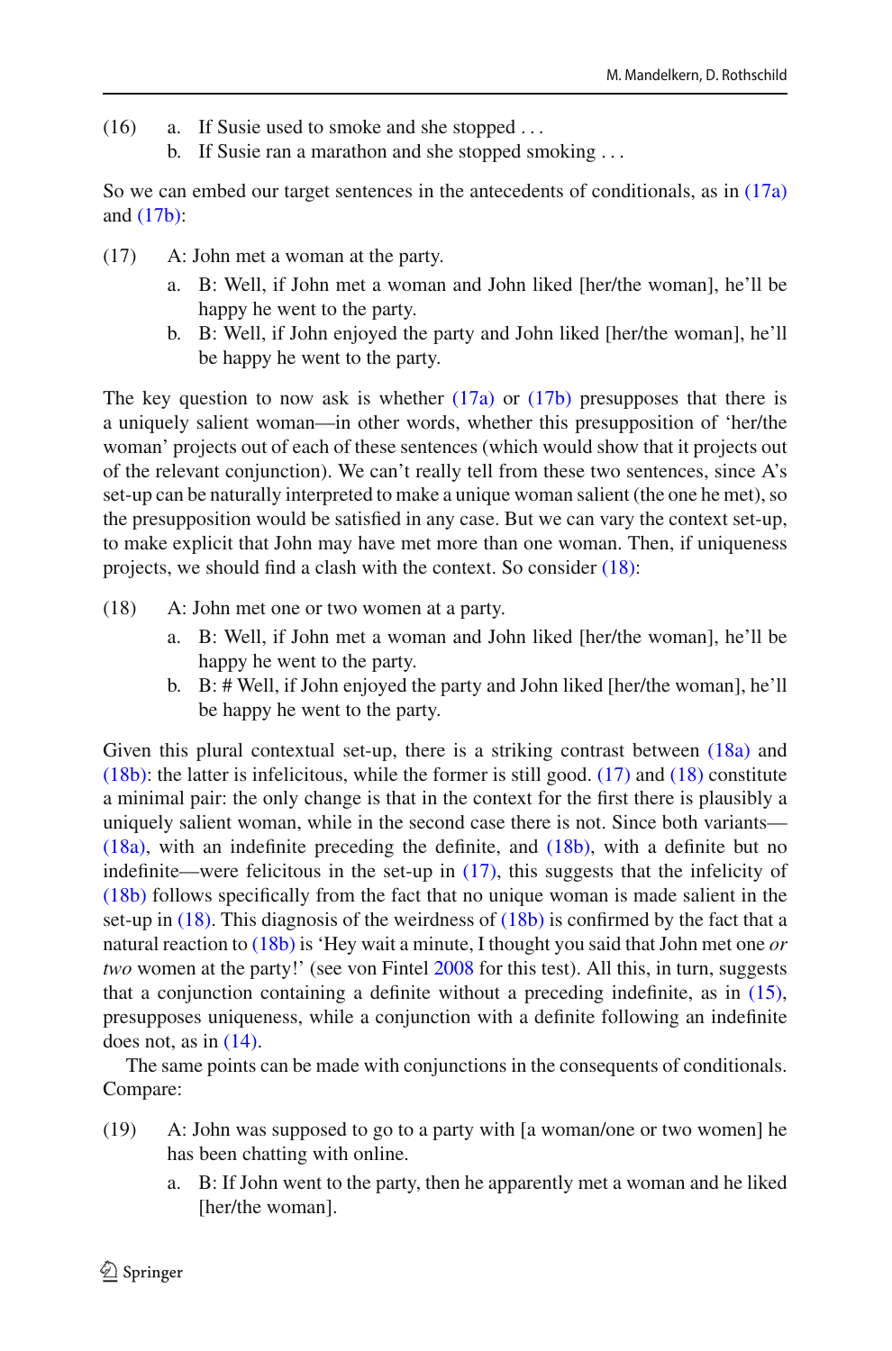(16) a. If Susie used to smoke and she stopped . . .
   b. If Susie ran a marathon and she stopped smoking . . .

So we can embed our target sentences in the antecedents of conditionals, as in (17a) and (17b):

(17) A: John met a woman at the party.
   a. B: Well, if John met a woman and John liked [her/the woman], he'll be happy he went to the party.
   b. B: Well, if John enjoyed the party and John liked [her/the woman], he'll be happy he went to the party.

The key question to now ask is whether (17a) or (17b) presupposes that there is a uniquely salient woman—in other words, whether this presupposition of 'her/the woman' projects out of each of these sentences (which would show that it projects out of the relevant conjunction). We can't really tell from these two sentences, since A's set-up can be naturally interpreted to make a unique woman salient (the one he met), so the presupposition would be satisfied in any case. But we can vary the context set-up, to make explicit that John may have met more than one woman. Then, if uniqueness projects, we should find a clash with the context. So consider (18):

(18) A: John met one or two women at a party.
   a. B: Well, if John met a woman and John liked [her/the woman], he'll be happy he went to the party.
   b. B: # Well, if John enjoyed the party and John liked [her/the woman], he'll be happy he went to the party.

Given this plural contextual set-up, there is a striking contrast between (18a) and (18b): the latter is infelicitous, while the former is still good. (17) and (18) constitute a minimal pair: the only change is that in the context for the first there is plausibly a uniquely salient woman, while in the second case there is not. Since both variants—(18a), with an indefinite preceding the definite, and (18b), with a definite but no indefinite—were felicitous in the set-up in (17), this suggests that the infelicity of (18b) follows specifically from the fact that no unique woman is made salient in the set-up in (18). This diagnosis of the weirdness of (18b) is confirmed by the fact that a natural reaction to (18b) is 'Hey wait a minute, I thought you said that John met one *or two* women at the party!' (see von Fintel 2008 for this test). All this, in turn, suggests that a conjunction containing a definite without a preceding indefinite, as in (15), presupposes uniqueness, while a conjunction with a definite following an indefinite does not, as in (14).

The same points can be made with conjunctions in the consequents of conditionals. Compare:

(19) A: John was supposed to go to a party with [a woman/one or two women] he has been chatting with online.
   a. B: If John went to the party, then he apparently met a woman and he liked [her/the woman].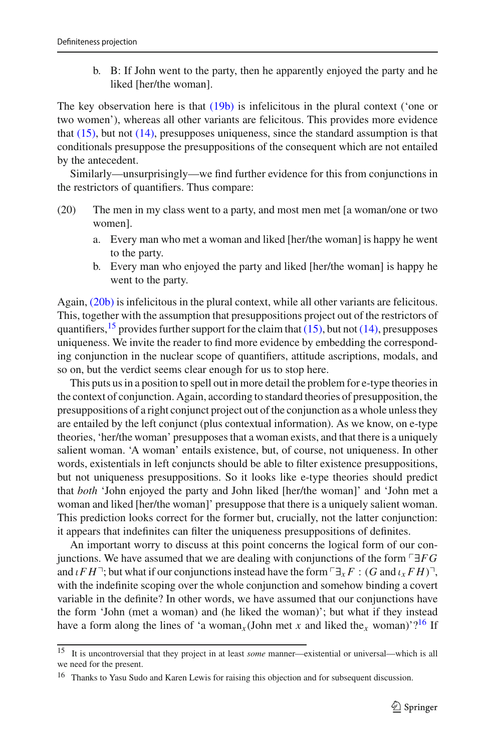b. B: If John went to the party, then he apparently enjoyed the party and he liked [her/the woman].

The key observation here is that (19b) is infelicitous in the plural context (‘one or two women’), whereas all other variants are felicitous. This provides more evidence that (15), but not (14), presupposes uniqueness, since the standard assumption is that conditionals presuppose the presuppositions of the consequent which are not entailed by the antecedent.

Similarly—unsurprisingly—we find further evidence for this from conjunctions in the restrictors of quantifiers. Thus compare:

(20) The men in my class went to a party, and most men met [a woman/one or two women].

a. Every man who met a woman and liked [her/the woman] is happy he went to the party.

b. Every man who enjoyed the party and liked [her/the woman] is happy he went to the party.

Again, (20b) is infelicitous in the plural context, while all other variants are felicitous. This, together with the assumption that presuppositions project out of the restrictors of quantifiers,[15] provides further support for the claim that (15), but not (14), presupposes uniqueness. We invite the reader to find more evidence by embedding the corresponding conjunction in the nuclear scope of quantifiers, attitude ascriptions, modals, and so on, but the verdict seems clear enough for us to stop here.

This puts us in a position to spell out in more detail the problem for e-type theories in the context of conjunction. Again, according to standard theories of presupposition, the presuppositions of a right conjunct project out of the conjunction as a whole unless they are entailed by the left conjunct (plus contextual information). As we know, on e-type theories, ‘her/the woman’ presupposes that a woman exists, and that there is a uniquely salient woman. ‘A woman’ entails existence, but, of course, not uniqueness. In other words, existentials in left conjuncts should be able to filter existence presuppositions, but not uniqueness presuppositions. So it looks like e-type theories should predict that *both* ‘John enjoyed the party and John liked [her/the woman]’ and ‘John met a woman and liked [her/the woman]’ presuppose that there is a uniquely salient woman. This prediction looks correct for the former but, crucially, not the latter conjunction: it appears that indefinites can filter the uniqueness presuppositions of definites.

An important worry to discuss at this point concerns the logical form of our conjunctions. We have assumed that we are dealing with conjunctions of the form $\ulcorner \exists FG$ and $\iota FH \urcorner$; but what if our conjunctions instead have the form $\ulcorner \exists_x F : (G$ and $\iota_x FH) \urcorner$, with the indefinite scoping over the whole conjunction and somehow binding a covert variable in the definite? In other words, we have assumed that our conjunctions have the form ‘John (met a woman) and (he liked the woman)’; but what if they instead have a form along the lines of ‘a woman$_x$(John met $x$ and liked the$_x$ woman)’?[16] If

[15] It is uncontroversial that they project in at least *some* manner—existential or universal—which is all we need for the present.

[16] Thanks to Yasu Sudo and Karen Lewis for raising this objection and for subsequent discussion.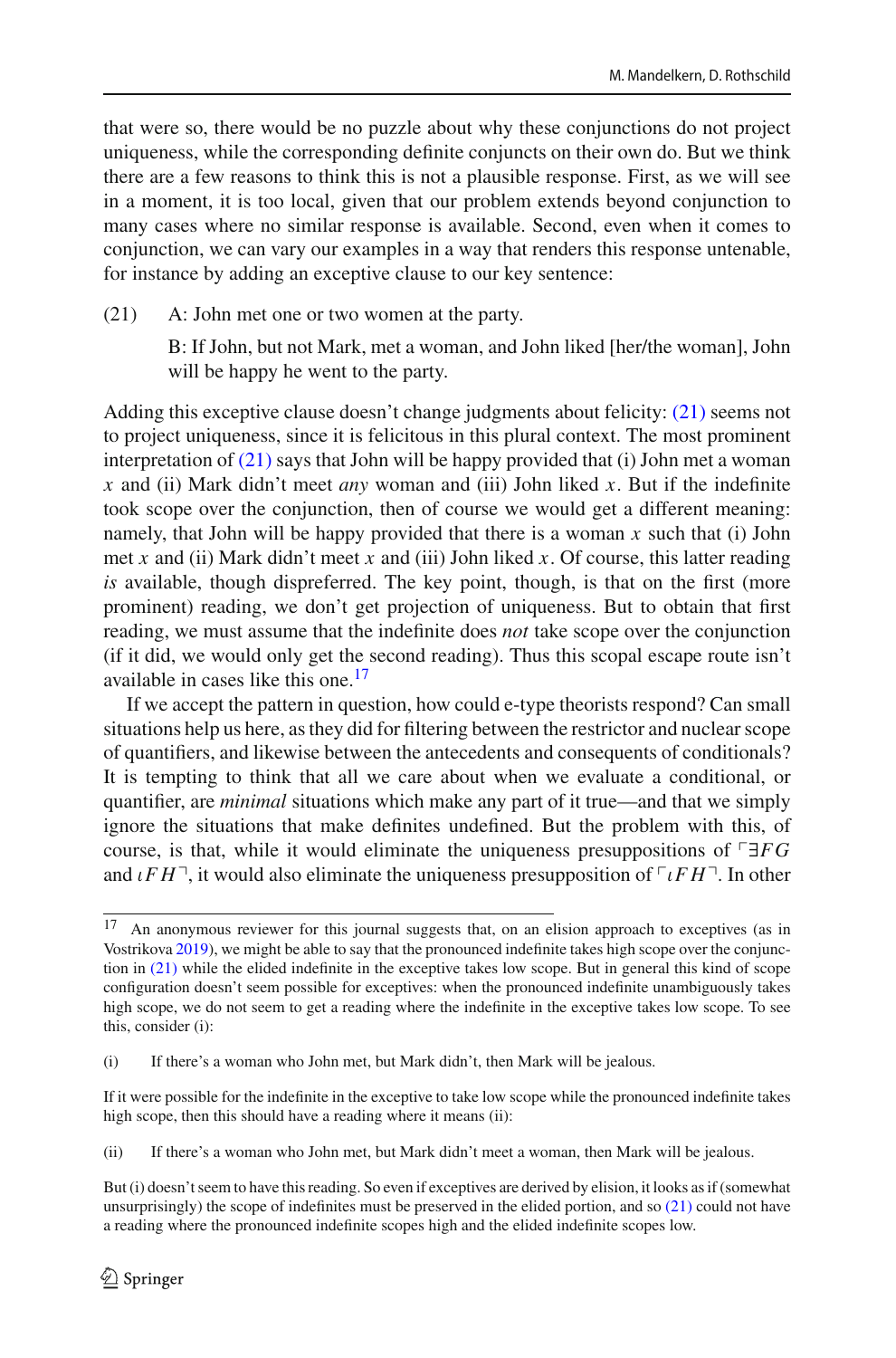that were so, there would be no puzzle about why these conjunctions do not project uniqueness, while the corresponding definite conjuncts on their own do. But we think there are a few reasons to think this is not a plausible response. First, as we will see in a moment, it is too local, given that our problem extends beyond conjunction to many cases where no similar response is available. Second, even when it comes to conjunction, we can vary our examples in a way that renders this response untenable, for instance by adding an exceptive clause to our key sentence:

(21) A: John met one or two women at the party.

B: If John, but not Mark, met a woman, and John liked [her/the woman], John will be happy he went to the party.

Adding this exceptive clause doesn't change judgments about felicity: (21) seems not to project uniqueness, since it is felicitous in this plural context. The most prominent interpretation of (21) says that John will be happy provided that (i) John met a woman $x$ and (ii) Mark didn't meet *any* woman and (iii) John liked $x$. But if the indefinite took scope over the conjunction, then of course we would get a different meaning: namely, that John will be happy provided that there is a woman $x$ such that (i) John met $x$ and (ii) Mark didn't meet $x$ and (iii) John liked $x$. Of course, this latter reading *is* available, though dispreferred. The key point, though, is that on the first (more prominent) reading, we don't get projection of uniqueness. But to obtain that first reading, we must assume that the indefinite does *not* take scope over the conjunction (if it did, we would only get the second reading). Thus this scopal escape route isn't available in cases like this one.[17]

If we accept the pattern in question, how could e-type theorists respond? Can small situations help us here, as they did for filtering between the restrictor and nuclear scope of quantifiers, and likewise between the antecedents and consequents of conditionals? It is tempting to think that all we care about when we evaluate a conditional, or quantifier, are *minimal* situations which make any part of it true—and that we simply ignore the situations that make definites undefined. But the problem with this, of course, is that, while it would eliminate the uniqueness presuppositions of $\ulcorner \exists FG$ and $\iota FH \urcorner$, it would also eliminate the uniqueness presupposition of $\ulcorner \iota FH \urcorner$. In other

---

[17] An anonymous reviewer for this journal suggests that, on an elision approach to exceptives (as in Vostrikova 2019), we might be able to say that the pronounced indefinite takes high scope over the conjunction in (21) while the elided indefinite in the exceptive takes low scope. But in general this kind of scope configuration doesn't seem possible for exceptives: when the pronounced indefinite unambiguously takes high scope, we do not seem to get a reading where the indefinite in the exceptive takes low scope. To see this, consider (i):

(i) If there's a woman who John met, but Mark didn't, then Mark will be jealous.

If it were possible for the indefinite in the exceptive to take low scope while the pronounced indefinite takes high scope, then this should have a reading where it means (ii):

(ii) If there's a woman who John met, but Mark didn't meet a woman, then Mark will be jealous.

But (i) doesn't seem to have this reading. So even if exceptives are derived by elision, it looks as if (somewhat unsurprisingly) the scope of indefinites must be preserved in the elided portion, and so (21) could not have a reading where the pronounced indefinite scopes high and the elided indefinite scopes low.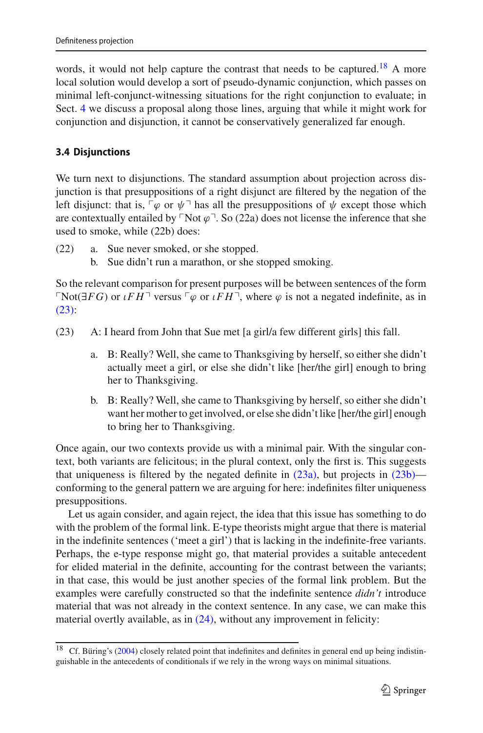words, it would not help capture the contrast that needs to be captured.[18] A more local solution would develop a sort of pseudo-dynamic conjunction, which passes on minimal left-conjunct-witnessing situations for the right conjunction to evaluate; in Sect. 4 we discuss a proposal along those lines, arguing that while it might work for conjunction and disjunction, it cannot be conservatively generalized far enough.

### 3.4 Disjunctions

We turn next to disjunctions. The standard assumption about projection across disjunction is that presuppositions of a right disjunct are filtered by the negation of the left disjunct: that is, $\ulcorner\varphi$ or $\psi\urcorner$ has all the presuppositions of $\psi$ except those which are contextually entailed by $\ulcorner$Not $\varphi\urcorner$. So (22a) does not license the inference that she used to smoke, while (22b) does:

(22) a. Sue never smoked, or she stopped.
b. Sue didn't run a marathon, or she stopped smoking.

So the relevant comparison for present purposes will be between sentences of the form $\ulcorner$Not$(\exists FG)$ or $\iota FH\urcorner$ versus $\ulcorner\varphi$ or $\iota FH\urcorner$, where $\varphi$ is not a negated indefinite, as in (23):

(23) A: I heard from John that Sue met [a girl/a few different girls] this fall.

a. B: Really? Well, she came to Thanksgiving by herself, so either she didn't actually meet a girl, or else she didn't like [her/the girl] enough to bring her to Thanksgiving.

b. B: Really? Well, she came to Thanksgiving by herself, so either she didn't want her mother to get involved, or else she didn't like [her/the girl] enough to bring her to Thanksgiving.

Once again, our two contexts provide us with a minimal pair. With the singular context, both variants are felicitous; in the plural context, only the first is. This suggests that uniqueness is filtered by the negated definite in (23a), but projects in (23b)—conforming to the general pattern we are arguing for here: indefinites filter uniqueness presuppositions.

Let us again consider, and again reject, the idea that this issue has something to do with the problem of the formal link. E-type theorists might argue that there is material in the indefinite sentences ('meet a girl') that is lacking in the indefinite-free variants. Perhaps, the e-type response might go, that material provides a suitable antecedent for elided material in the definite, accounting for the contrast between the variants; in that case, this would be just another species of the formal link problem. But the examples were carefully constructed so that the indefinite sentence *didn't* introduce material that was not already in the context sentence. In any case, we can make this material overtly available, as in (24), without any improvement in felicity:

[18] Cf. Büring's (2004) closely related point that indefinites and definites in general end up being indistinguishable in the antecedents of conditionals if we rely in the wrong ways on minimal situations.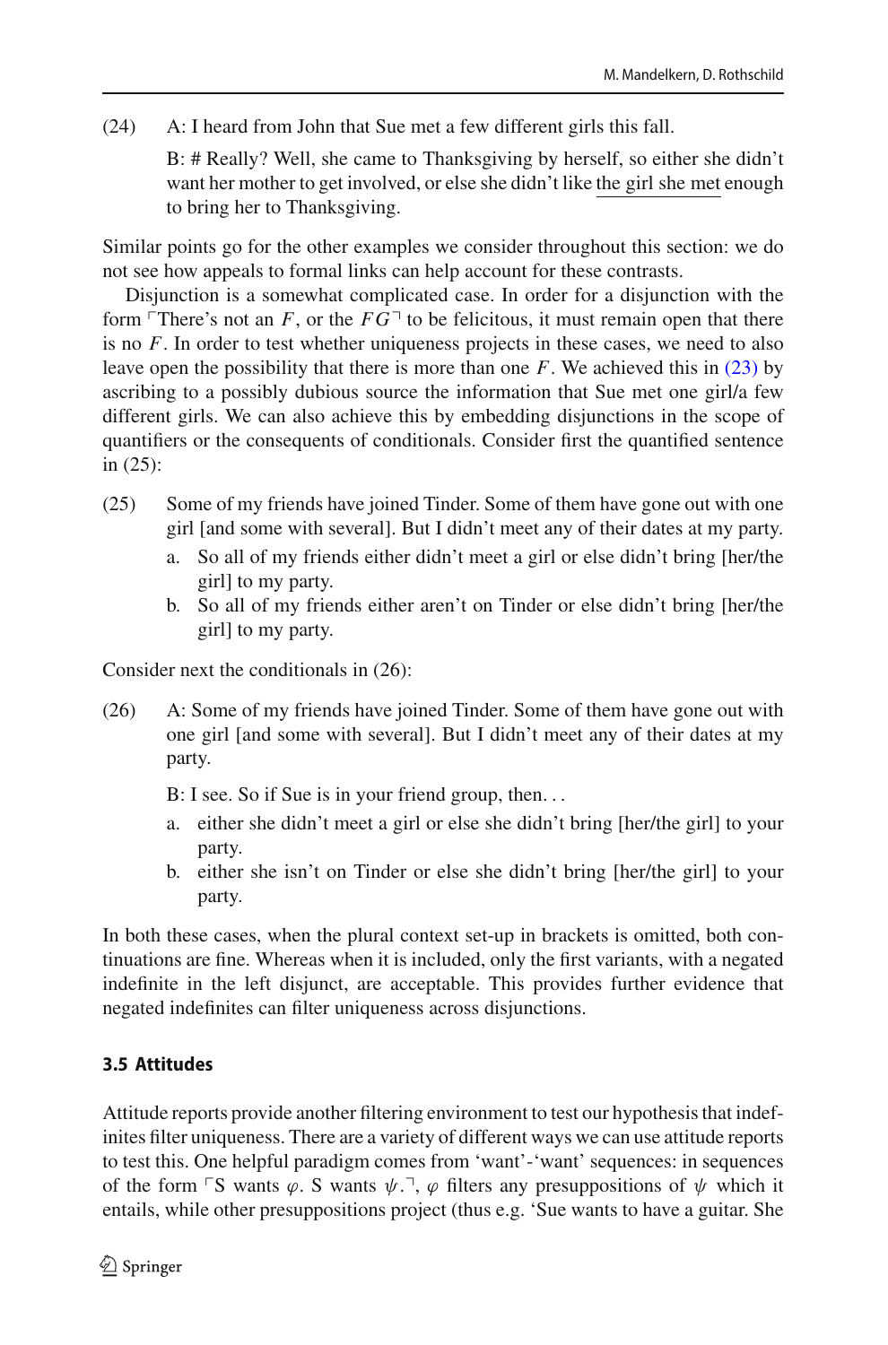(24) A: I heard from John that Sue met a few different girls this fall.

B: # Really? Well, she came to Thanksgiving by herself, so either she didn't want her mother to get involved, or else she didn't like the girl she met enough to bring her to Thanksgiving.

Similar points go for the other examples we consider throughout this section: we do not see how appeals to formal links can help account for these contrasts.

Disjunction is a somewhat complicated case. In order for a disjunction with the form ⌜There's not an $F$, or the $FG$⌝ to be felicitous, it must remain open that there is no $F$. In order to test whether uniqueness projects in these cases, we need to also leave open the possibility that there is more than one $F$. We achieved this in (23) by ascribing to a possibly dubious source the information that Sue met one girl/a few different girls. We can also achieve this by embedding disjunctions in the scope of quantifiers or the consequents of conditionals. Consider first the quantified sentence in (25):

(25) Some of my friends have joined Tinder. Some of them have gone out with one girl [and some with several]. But I didn't meet any of their dates at my party.

a. So all of my friends either didn't meet a girl or else didn't bring [her/the girl] to my party.

b. So all of my friends either aren't on Tinder or else didn't bring [her/the girl] to my party.

Consider next the conditionals in (26):

(26) A: Some of my friends have joined Tinder. Some of them have gone out with one girl [and some with several]. But I didn't meet any of their dates at my party.

B: I see. So if Sue is in your friend group, then...

a. either she didn't meet a girl or else she didn't bring [her/the girl] to your party.

b. either she isn't on Tinder or else she didn't bring [her/the girl] to your party.

In both these cases, when the plural context set-up in brackets is omitted, both continuations are fine. Whereas when it is included, only the first variants, with a negated indefinite in the left disjunct, are acceptable. This provides further evidence that negated indefinites can filter uniqueness across disjunctions.

### 3.5 Attitudes

Attitude reports provide another filtering environment to test our hypothesis that indefinites filter uniqueness. There are a variety of different ways we can use attitude reports to test this. One helpful paradigm comes from 'want'-'want' sequences: in sequences of the form ⌜S wants $\varphi$. S wants $\psi$.⌝, $\varphi$ filters any presuppositions of $\psi$ which it entails, while other presuppositions project (thus e.g. 'Sue wants to have a guitar. She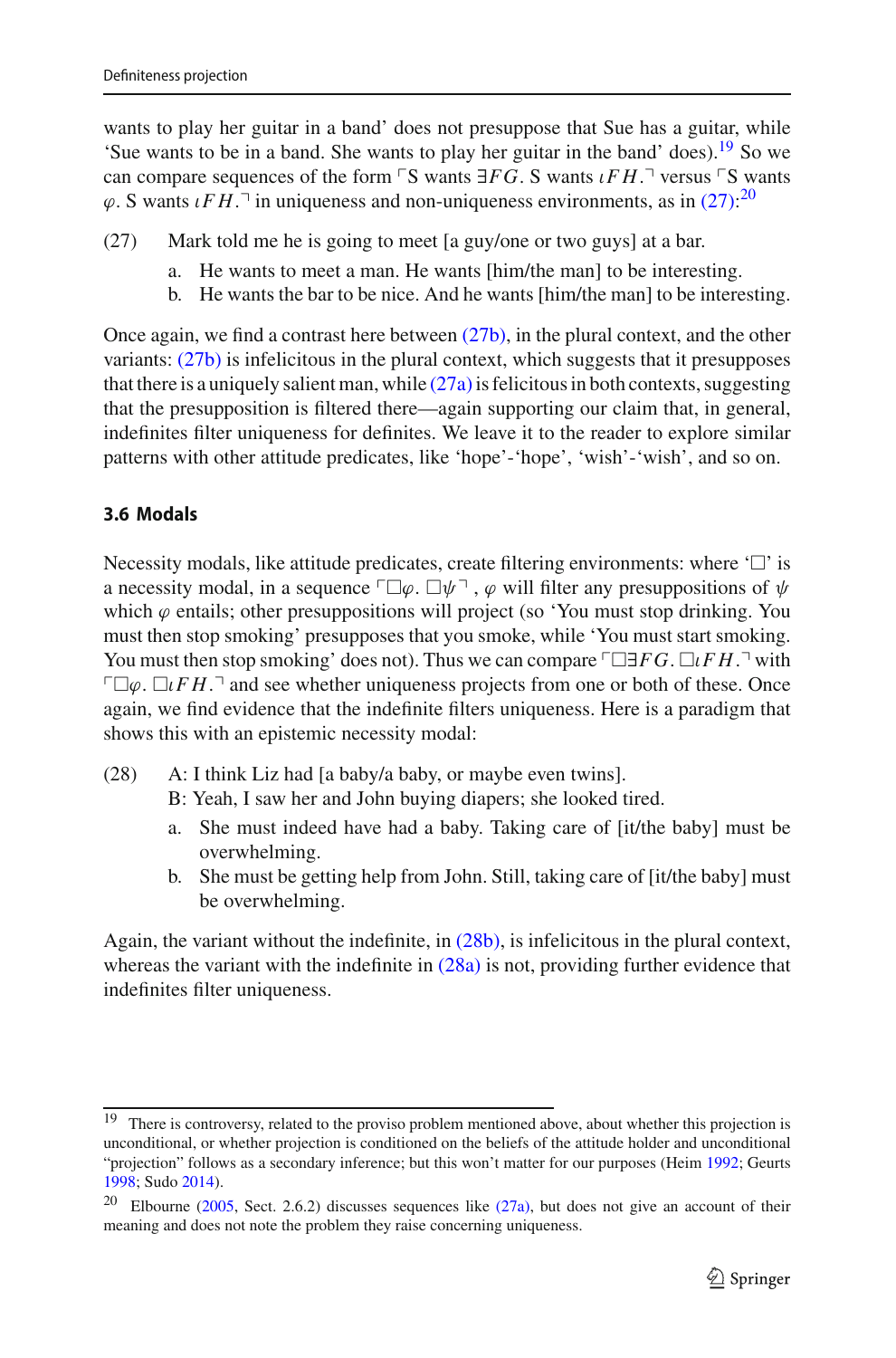wants to play her guitar in a band' does not presuppose that Sue has a guitar, while 'Sue wants to be in a band. She wants to play her guitar in the band' does).[19] So we can compare sequences of the form ⌜S wants $\exists FG$. S wants $\iota FH$.⌝ versus ⌜S wants $\varphi$. S wants $\iota FH$.⌝ in uniqueness and non-uniqueness environments, as in (27):[20]

(27) Mark told me he is going to meet [a guy/one or two guys] at a bar.

a. He wants to meet a man. He wants [him/the man] to be interesting.
b. He wants the bar to be nice. And he wants [him/the man] to be interesting.

Once again, we find a contrast here between (27b), in the plural context, and the other variants: (27b) is infelicitous in the plural context, which suggests that it presupposes that there is a uniquely salient man, while (27a) is felicitous in both contexts, suggesting that the presupposition is filtered there—again supporting our claim that, in general, indefinites filter uniqueness for definites. We leave it to the reader to explore similar patterns with other attitude predicates, like 'hope'-'hope', 'wish'-'wish', and so on.

### 3.6 Modals

Necessity modals, like attitude predicates, create filtering environments: where '$\Box$' is a necessity modal, in a sequence ⌜$\Box\varphi$. $\Box\psi$⌝, $\varphi$ will filter any presuppositions of $\psi$ which $\varphi$ entails; other presuppositions will project (so 'You must stop drinking. You must then stop smoking' presupposes that you smoke, while 'You must start smoking. You must then stop smoking' does not). Thus we can compare ⌜$\Box\exists FG$. $\Box\iota FH$.⌝ with ⌜$\Box\varphi$. $\Box\iota FH$.⌝ and see whether uniqueness projects from one or both of these. Once again, we find evidence that the indefinite filters uniqueness. Here is a paradigm that shows this with an epistemic necessity modal:

(28) A: I think Liz had [a baby/a baby, or maybe even twins].
B: Yeah, I saw her and John buying diapers; she looked tired.

a. She must indeed have had a baby. Taking care of [it/the baby] must be overwhelming.
b. She must be getting help from John. Still, taking care of [it/the baby] must be overwhelming.

Again, the variant without the indefinite, in (28b), is infelicitous in the plural context, whereas the variant with the indefinite in (28a) is not, providing further evidence that indefinites filter uniqueness.

---

[19] There is controversy, related to the proviso problem mentioned above, about whether this projection is unconditional, or whether projection is conditioned on the beliefs of the attitude holder and unconditional "projection" follows as a secondary inference; but this won't matter for our purposes (Heim 1992; Geurts 1998; Sudo 2014).

[20] Elbourne (2005, Sect. 2.6.2) discusses sequences like (27a), but does not give an account of their meaning and does not note the problem they raise concerning uniqueness.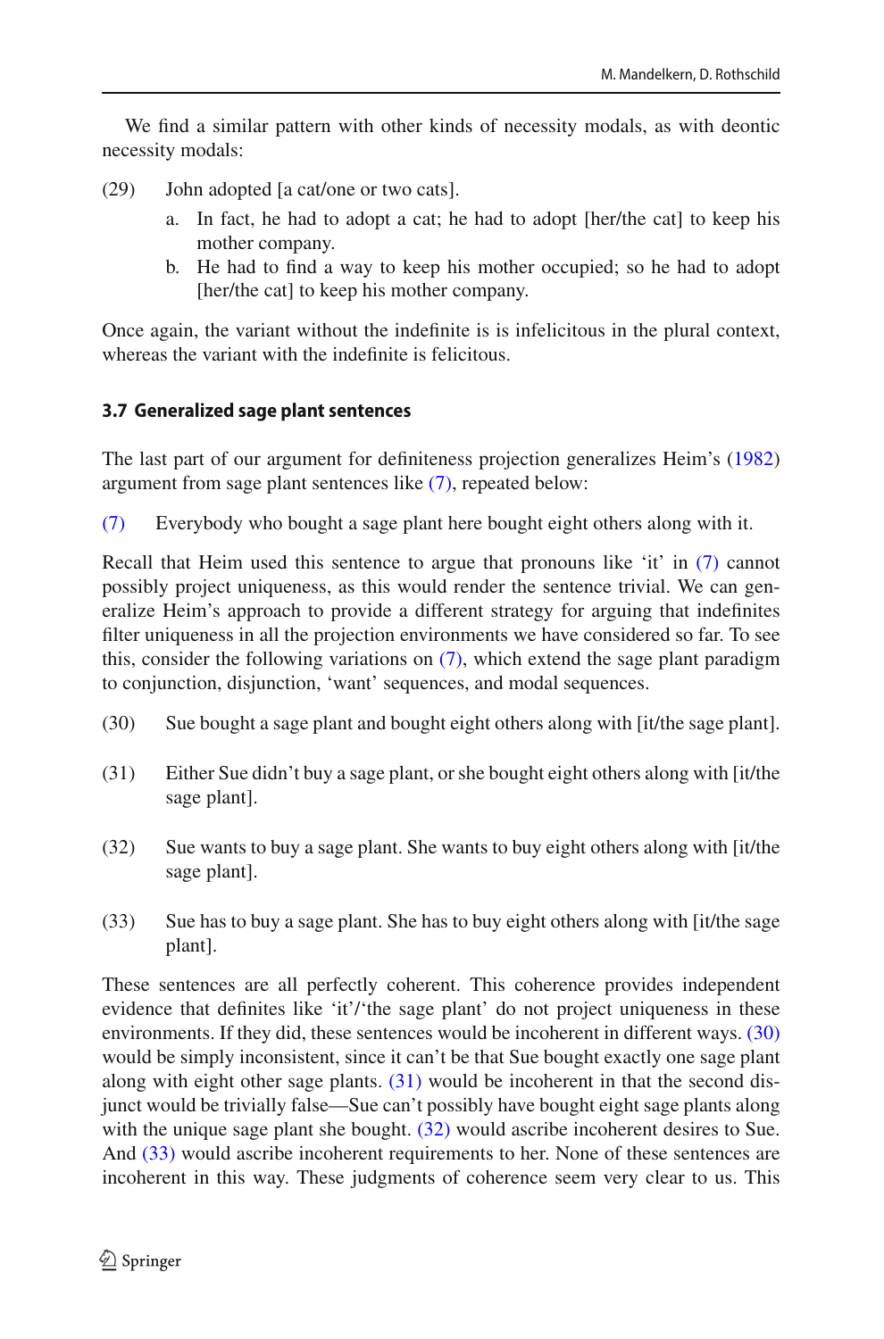We find a similar pattern with other kinds of necessity modals, as with deontic necessity modals:

(29) John adopted [a cat/one or two cats].

   a. In fact, he had to adopt a cat; he had to adopt [her/the cat] to keep his mother company.

   b. He had to find a way to keep his mother occupied; so he had to adopt [her/the cat] to keep his mother company.

Once again, the variant without the indefinite is is infelicitous in the plural context, whereas the variant with the indefinite is felicitous.

### 3.7 Generalized sage plant sentences

The last part of our argument for definiteness projection generalizes Heim's (1982) argument from sage plant sentences like (7), repeated below:

(7) Everybody who bought a sage plant here bought eight others along with it.

Recall that Heim used this sentence to argue that pronouns like 'it' in (7) cannot possibly project uniqueness, as this would render the sentence trivial. We can generalize Heim's approach to provide a different strategy for arguing that indefinites filter uniqueness in all the projection environments we have considered so far. To see this, consider the following variations on (7), which extend the sage plant paradigm to conjunction, disjunction, 'want' sequences, and modal sequences.

(30) Sue bought a sage plant and bought eight others along with [it/the sage plant].

(31) Either Sue didn't buy a sage plant, or she bought eight others along with [it/the sage plant].

(32) Sue wants to buy a sage plant. She wants to buy eight others along with [it/the sage plant].

(33) Sue has to buy a sage plant. She has to buy eight others along with [it/the sage plant].

These sentences are all perfectly coherent. This coherence provides independent evidence that definites like 'it'/'the sage plant' do not project uniqueness in these environments. If they did, these sentences would be incoherent in different ways. (30) would be simply inconsistent, since it can't be that Sue bought exactly one sage plant along with eight other sage plants. (31) would be incoherent in that the second disjunct would be trivially false—Sue can't possibly have bought eight sage plants along with the unique sage plant she bought. (32) would ascribe incoherent desires to Sue. And (33) would ascribe incoherent requirements to her. None of these sentences are incoherent in this way. These judgments of coherence seem very clear to us. This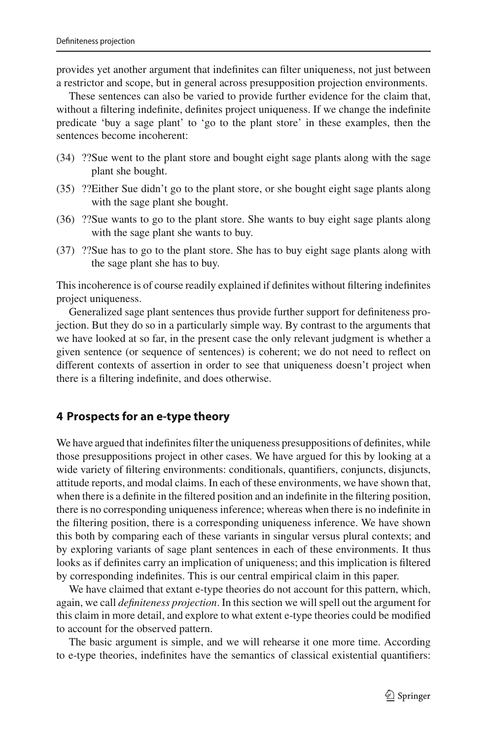provides yet another argument that indefinites can filter uniqueness, not just between a restrictor and scope, but in general across presupposition projection environments.

These sentences can also be varied to provide further evidence for the claim that, without a filtering indefinite, definites project uniqueness. If we change the indefinite predicate 'buy a sage plant' to 'go to the plant store' in these examples, then the sentences become incoherent:

(34) ??Sue went to the plant store and bought eight sage plants along with the sage plant she bought.

(35) ??Either Sue didn't go to the plant store, or she bought eight sage plants along with the sage plant she bought.

(36) ??Sue wants to go to the plant store. She wants to buy eight sage plants along with the sage plant she wants to buy.

(37) ??Sue has to go to the plant store. She has to buy eight sage plants along with the sage plant she has to buy.

This incoherence is of course readily explained if definites without filtering indefinites project uniqueness.

Generalized sage plant sentences thus provide further support for definiteness projection. But they do so in a particularly simple way. By contrast to the arguments that we have looked at so far, in the present case the only relevant judgment is whether a given sentence (or sequence of sentences) is coherent; we do not need to reflect on different contexts of assertion in order to see that uniqueness doesn't project when there is a filtering indefinite, and does otherwise.

## 4 Prospects for an e-type theory

We have argued that indefinites filter the uniqueness presuppositions of definites, while those presuppositions project in other cases. We have argued for this by looking at a wide variety of filtering environments: conditionals, quantifiers, conjuncts, disjuncts, attitude reports, and modal claims. In each of these environments, we have shown that, when there is a definite in the filtered position and an indefinite in the filtering position, there is no corresponding uniqueness inference; whereas when there is no indefinite in the filtering position, there is a corresponding uniqueness inference. We have shown this both by comparing each of these variants in singular versus plural contexts; and by exploring variants of sage plant sentences in each of these environments. It thus looks as if definites carry an implication of uniqueness; and this implication is filtered by corresponding indefinites. This is our central empirical claim in this paper.

We have claimed that extant e-type theories do not account for this pattern, which, again, we call *definiteness projection*. In this section we will spell out the argument for this claim in more detail, and explore to what extent e-type theories could be modified to account for the observed pattern.

The basic argument is simple, and we will rehearse it one more time. According to e-type theories, indefinites have the semantics of classical existential quantifiers: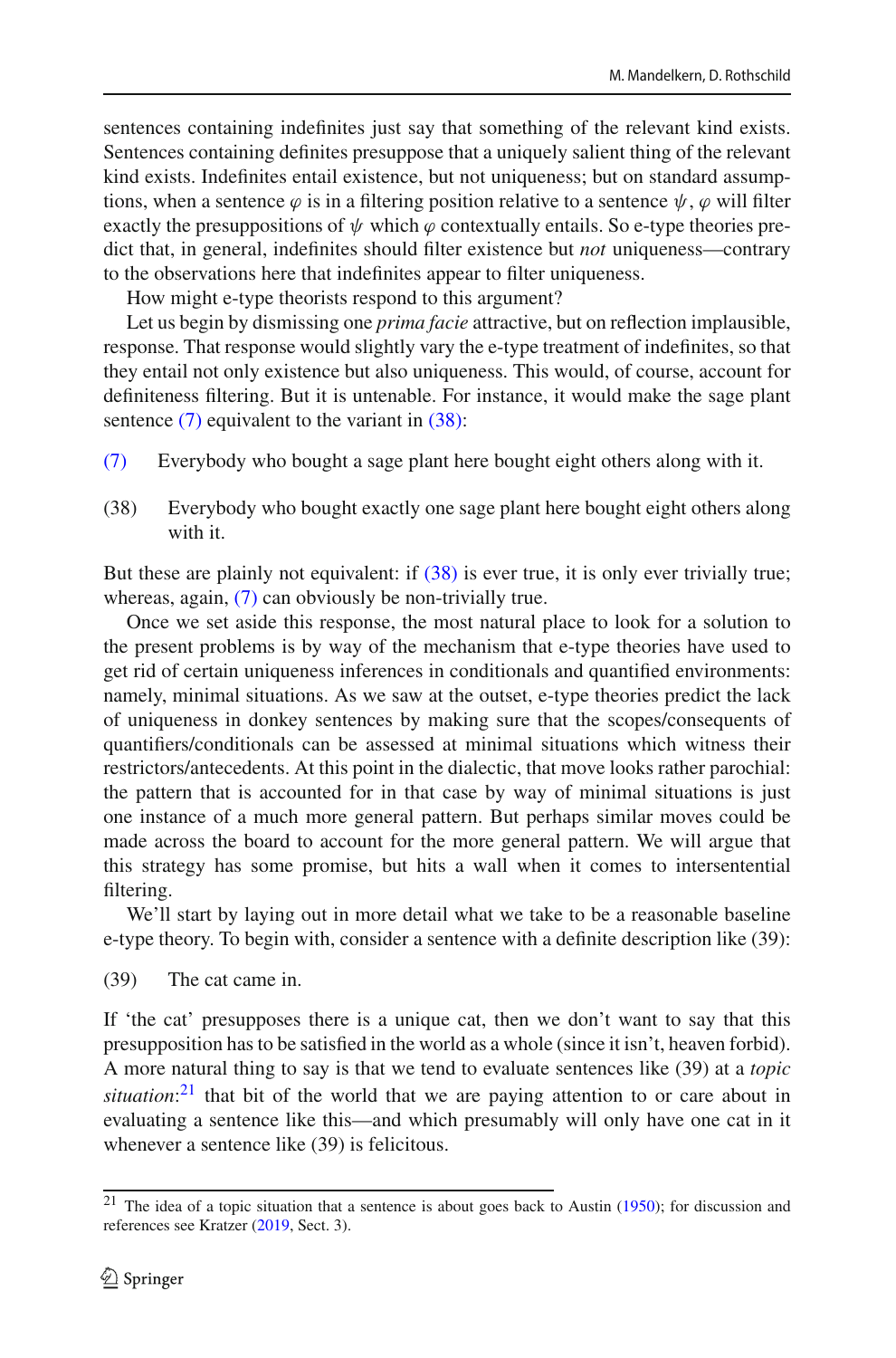sentences containing indefinites just say that something of the relevant kind exists. Sentences containing definites presuppose that a uniquely salient thing of the relevant kind exists. Indefinites entail existence, but not uniqueness; but on standard assumptions, when a sentence $\varphi$ is in a filtering position relative to a sentence $\psi$, $\varphi$ will filter exactly the presuppositions of $\psi$ which $\varphi$ contextually entails. So e-type theories predict that, in general, indefinites should filter existence but *not* uniqueness—contrary to the observations here that indefinites appear to filter uniqueness.

How might e-type theorists respond to this argument?

Let us begin by dismissing one *prima facie* attractive, but on reflection implausible, response. That response would slightly vary the e-type treatment of indefinites, so that they entail not only existence but also uniqueness. This would, of course, account for definiteness filtering. But it is untenable. For instance, it would make the sage plant sentence (7) equivalent to the variant in (38):

(7) Everybody who bought a sage plant here bought eight others along with it.

(38) Everybody who bought exactly one sage plant here bought eight others along with it.

But these are plainly not equivalent: if (38) is ever true, it is only ever trivially true; whereas, again, (7) can obviously be non-trivially true.

Once we set aside this response, the most natural place to look for a solution to the present problems is by way of the mechanism that e-type theories have used to get rid of certain uniqueness inferences in conditionals and quantified environments: namely, minimal situations. As we saw at the outset, e-type theories predict the lack of uniqueness in donkey sentences by making sure that the scopes/consequents of quantifiers/conditionals can be assessed at minimal situations which witness their restrictors/antecedents. At this point in the dialectic, that move looks rather parochial: the pattern that is accounted for in that case by way of minimal situations is just one instance of a much more general pattern. But perhaps similar moves could be made across the board to account for the more general pattern. We will argue that this strategy has some promise, but hits a wall when it comes to intersentential filtering.

We'll start by laying out in more detail what we take to be a reasonable baseline e-type theory. To begin with, consider a sentence with a definite description like (39):

(39) The cat came in.

If 'the cat' presupposes there is a unique cat, then we don't want to say that this presupposition has to be satisfied in the world as a whole (since it isn't, heaven forbid). A more natural thing to say is that we tend to evaluate sentences like (39) at a *topic situation*:[21] that bit of the world that we are paying attention to or care about in evaluating a sentence like this—and which presumably will only have one cat in it whenever a sentence like (39) is felicitous.

[21] The idea of a topic situation that a sentence is about goes back to Austin (1950); for discussion and references see Kratzer (2019, Sect. 3).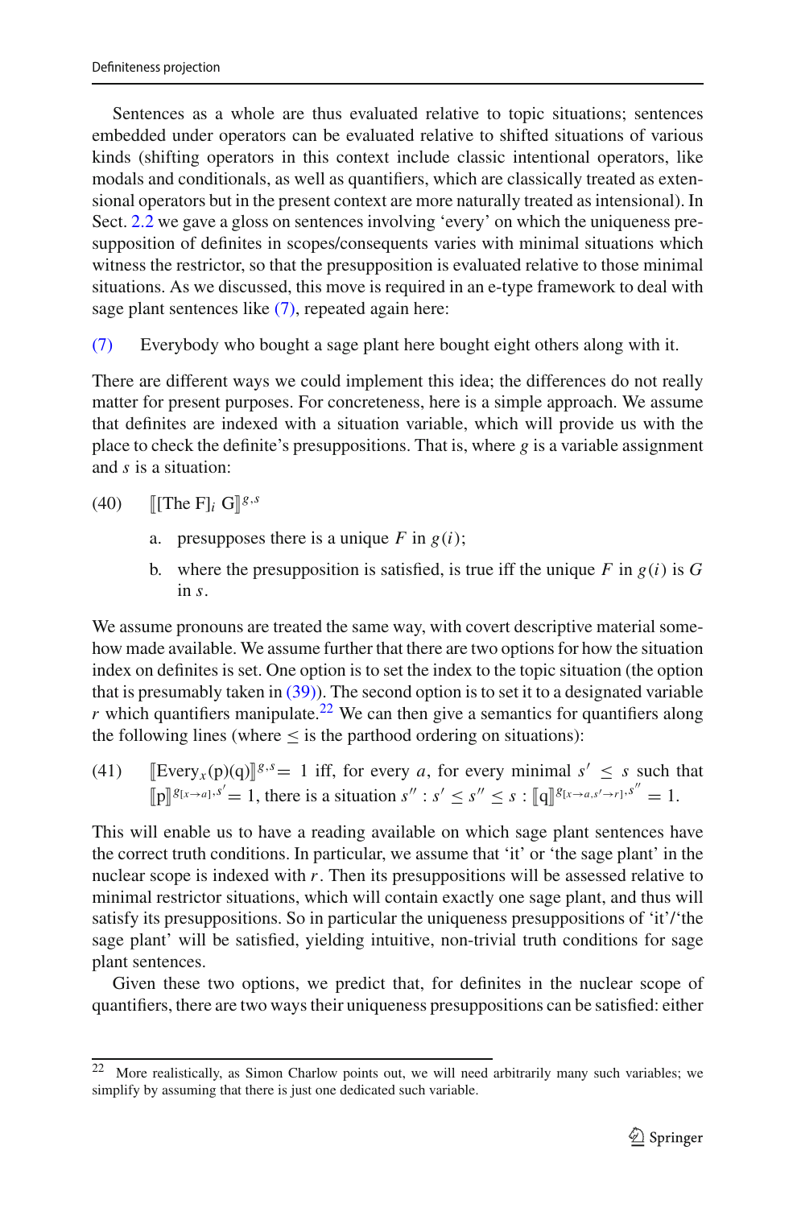Sentences as a whole are thus evaluated relative to topic situations; sentences embedded under operators can be evaluated relative to shifted situations of various kinds (shifting operators in this context include classic intentional operators, like modals and conditionals, as well as quantifiers, which are classically treated as extensional operators but in the present context are more naturally treated as intensional). In Sect. 2.2 we gave a gloss on sentences involving 'every' on which the uniqueness presupposition of definites in scopes/consequents varies with minimal situations which witness the restrictor, so that the presupposition is evaluated relative to those minimal situations. As we discussed, this move is required in an e-type framework to deal with sage plant sentences like (7), repeated again here:

(7) Everybody who bought a sage plant here bought eight others along with it.

There are different ways we could implement this idea; the differences do not really matter for present purposes. For concreteness, here is a simple approach. We assume that definites are indexed with a situation variable, which will provide us with the place to check the definite's presuppositions. That is, where $g$ is a variable assignment and $s$ is a situation:

(40) $[\![ [\text{The F}]_i\ \text{G} ]\!]^{g,s}$

a. presupposes there is a unique $F$ in $g(i)$;

b. where the presupposition is satisfied, is true iff the unique $F$ in $g(i)$ is $G$ in $s$.

We assume pronouns are treated the same way, with covert descriptive material somehow made available. We assume further that there are two options for how the situation index on definites is set. One option is to set the index to the topic situation (the option that is presumably taken in (39)). The second option is to set it to a designated variable $r$ which quantifiers manipulate.[22] We can then give a semantics for quantifiers along the following lines (where $\leq$ is the parthood ordering on situations):

(41) $[\![\text{Every}_x(\text{p})(\text{q})]\!]^{g,s} = 1$ iff, for every $a$, for every minimal $s' \leq s$ such that $[\![\text{p}]\!]^{g[x\rightarrow a],s'} = 1$, there is a situation $s'' : s' \leq s'' \leq s : [\![\text{q}]\!]^{g[x\rightarrow a, s'\rightarrow r],s''} = 1$.

This will enable us to have a reading available on which sage plant sentences have the correct truth conditions. In particular, we assume that 'it' or 'the sage plant' in the nuclear scope is indexed with $r$. Then its presuppositions will be assessed relative to minimal restrictor situations, which will contain exactly one sage plant, and thus will satisfy its presuppositions. So in particular the uniqueness presuppositions of 'it'/'the sage plant' will be satisfied, yielding intuitive, non-trivial truth conditions for sage plant sentences.

Given these two options, we predict that, for definites in the nuclear scope of quantifiers, there are two ways their uniqueness presuppositions can be satisfied: either

[22] More realistically, as Simon Charlow points out, we will need arbitrarily many such variables; we simplify by assuming that there is just one dedicated such variable.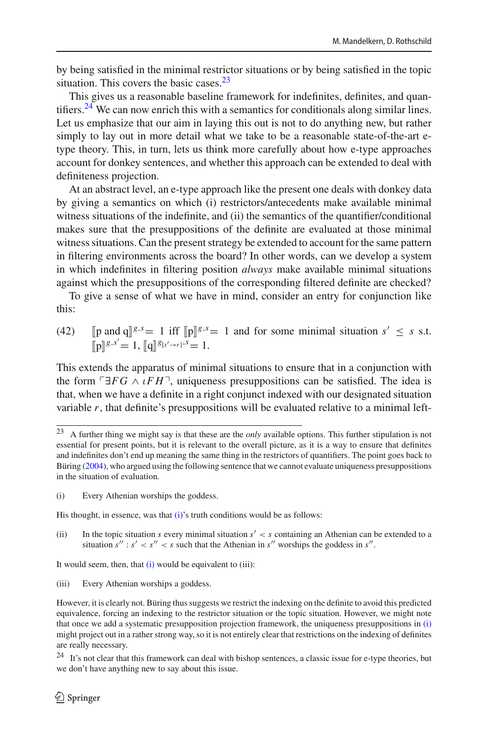by being satisfied in the minimal restrictor situations or by being satisfied in the topic situation. This covers the basic cases.[23]

This gives us a reasonable baseline framework for indefinites, definites, and quantifiers.[24] We can now enrich this with a semantics for conditionals along similar lines. Let us emphasize that our aim in laying this out is not to do anything new, but rather simply to lay out in more detail what we take to be a reasonable state-of-the-art e-type theory. This, in turn, lets us think more carefully about how e-type approaches account for donkey sentences, and whether this approach can be extended to deal with definiteness projection.

At an abstract level, an e-type approach like the present one deals with donkey data by giving a semantics on which (i) restrictors/antecedents make available minimal witness situations of the indefinite, and (ii) the semantics of the quantifier/conditional makes sure that the presuppositions of the definite are evaluated at those minimal witness situations. Can the present strategy be extended to account for the same pattern in filtering environments across the board? In other words, can we develop a system in which indefinites in filtering position *always* make available minimal situations against which the presuppositions of the corresponding filtered definite are checked?

To give a sense of what we have in mind, consider an entry for conjunction like this:

(42) $[\![\text{p and q}]\!]^{g,s} = 1$ iff $[\![\text{p}]\!]^{g,s} = 1$ and for some minimal situation $s' \leq s$ s.t. $[\![\text{p}]\!]^{g,s'} = 1$, $[\![\text{q}]\!]^{g_{[s' \to r]},s} = 1$.

This extends the apparatus of minimal situations to ensure that in a conjunction with the form $\ulcorner \exists FG \wedge \iota FH \urcorner$, uniqueness presuppositions can be satisfied. The idea is that, when we have a definite in a right conjunct indexed with our designated situation variable $r$, that definite's presuppositions will be evaluated relative to a minimal left-

---

[23] A further thing we might say is that these are the *only* available options. This further stipulation is not essential for present points, but it is relevant to the overall picture, as it is a way to ensure that definites and indefinites don't end up meaning the same thing in the restrictors of quantifiers. The point goes back to Büring (2004), who argued using the following sentence that we cannot evaluate uniqueness presuppositions in the situation of evaluation.

(i) Every Athenian worships the goddess.

His thought, in essence, was that (i)'s truth conditions would be as follows:

(ii) In the topic situation $s$ every minimal situation $s' < s$ containing an Athenian can be extended to a situation $s'' : s' < s'' < s$ such that the Athenian in $s''$ worships the goddess in $s''$.

It would seem, then, that (i) would be equivalent to (iii):

(iii) Every Athenian worships a goddess.

However, it is clearly not. Büring thus suggests we restrict the indexing on the definite to avoid this predicted equivalence, forcing an indexing to the restrictor situation or the topic situation. However, we might note that once we add a systematic presupposition projection framework, the uniqueness presuppositions in (i) might project out in a rather strong way, so it is not entirely clear that restrictions on the indexing of definites are really necessary.

[24] It's not clear that this framework can deal with bishop sentences, a classic issue for e-type theories, but we don't have anything new to say about this issue.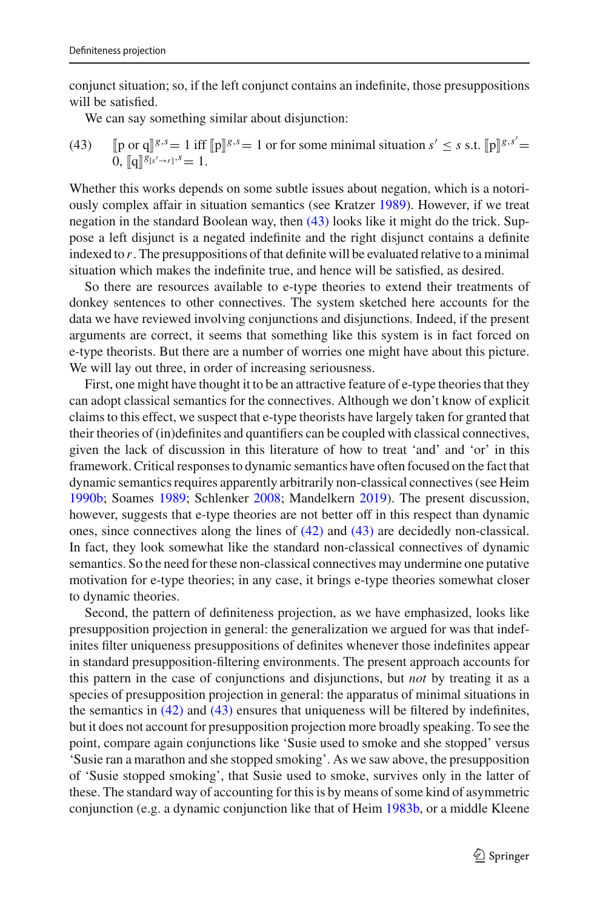conjunct situation; so, if the left conjunct contains an indefinite, those presuppositions will be satisfied.

We can say something similar about disjunction:

(43) $[\![\text{p or q}]\!]^{g,s} = 1$ iff $[\![\text{p}]\!]^{g,s} = 1$ or for some minimal situation $s' \leq s$ s.t. $[\![\text{p}]\!]^{g,s'} = 0$, $[\![\text{q}]\!]^{g_{[s' \to r]},s} = 1$.

Whether this works depends on some subtle issues about negation, which is a notoriously complex affair in situation semantics (see Kratzer 1989). However, if we treat negation in the standard Boolean way, then (43) looks like it might do the trick. Suppose a left disjunct is a negated indefinite and the right disjunct contains a definite indexed to $r$. The presuppositions of that definite will be evaluated relative to a minimal situation which makes the indefinite true, and hence will be satisfied, as desired.

So there are resources available to e-type theories to extend their treatments of donkey sentences to other connectives. The system sketched here accounts for the data we have reviewed involving conjunctions and disjunctions. Indeed, if the present arguments are correct, it seems that something like this system is in fact forced on e-type theorists. But there are a number of worries one might have about this picture. We will lay out three, in order of increasing seriousness.

First, one might have thought it to be an attractive feature of e-type theories that they can adopt classical semantics for the connectives. Although we don't know of explicit claims to this effect, we suspect that e-type theorists have largely taken for granted that their theories of (in)definites and quantifiers can be coupled with classical connectives, given the lack of discussion in this literature of how to treat 'and' and 'or' in this framework. Critical responses to dynamic semantics have often focused on the fact that dynamic semantics requires apparently arbitrarily non-classical connectives (see Heim 1990b; Soames 1989; Schlenker 2008; Mandelkern 2019). The present discussion, however, suggests that e-type theories are not better off in this respect than dynamic ones, since connectives along the lines of (42) and (43) are decidedly non-classical. In fact, they look somewhat like the standard non-classical connectives of dynamic semantics. So the need for these non-classical connectives may undermine one putative motivation for e-type theories; in any case, it brings e-type theories somewhat closer to dynamic theories.

Second, the pattern of definiteness projection, as we have emphasized, looks like presupposition projection in general: the generalization we argued for was that indefinites filter uniqueness presuppositions of definites whenever those indefinites appear in standard presupposition-filtering environments. The present approach accounts for this pattern in the case of conjunctions and disjunctions, but *not* by treating it as a species of presupposition projection in general: the apparatus of minimal situations in the semantics in (42) and (43) ensures that uniqueness will be filtered by indefinites, but it does not account for presupposition projection more broadly speaking. To see the point, compare again conjunctions like 'Susie used to smoke and she stopped' versus 'Susie ran a marathon and she stopped smoking'. As we saw above, the presupposition of 'Susie stopped smoking', that Susie used to smoke, survives only in the latter of these. The standard way of accounting for this is by means of some kind of asymmetric conjunction (e.g. a dynamic conjunction like that of Heim 1983b, or a middle Kleene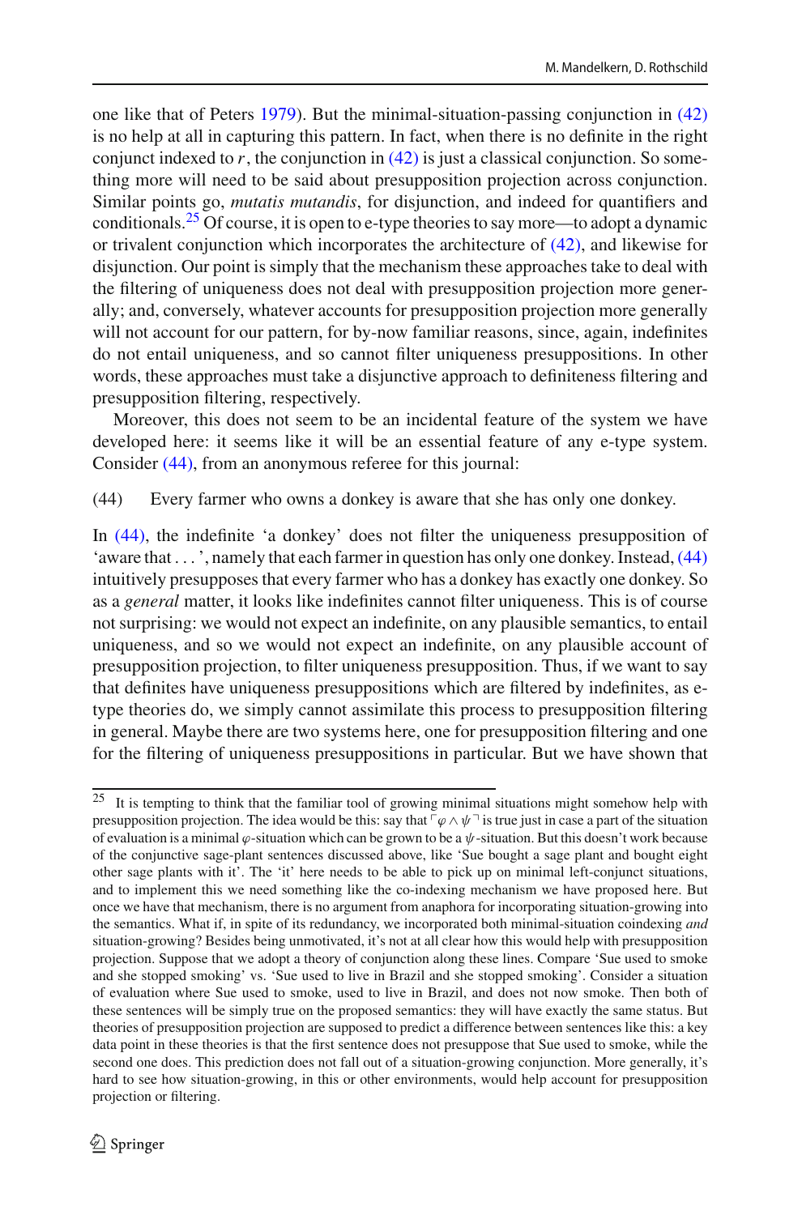one like that of Peters 1979). But the minimal-situation-passing conjunction in (42) is no help at all in capturing this pattern. In fact, when there is no definite in the right conjunct indexed to $r$, the conjunction in (42) is just a classical conjunction. So something more will need to be said about presupposition projection across conjunction. Similar points go, *mutatis mutandis*, for disjunction, and indeed for quantifiers and conditionals.[25] Of course, it is open to e-type theories to say more—to adopt a dynamic or trivalent conjunction which incorporates the architecture of (42), and likewise for disjunction. Our point is simply that the mechanism these approaches take to deal with the filtering of uniqueness does not deal with presupposition projection more generally; and, conversely, whatever accounts for presupposition projection more generally will not account for our pattern, for by-now familiar reasons, since, again, indefinites do not entail uniqueness, and so cannot filter uniqueness presuppositions. In other words, these approaches must take a disjunctive approach to definiteness filtering and presupposition filtering, respectively.

Moreover, this does not seem to be an incidental feature of the system we have developed here: it seems like it will be an essential feature of any e-type system. Consider (44), from an anonymous referee for this journal:

(44) Every farmer who owns a donkey is aware that she has only one donkey.

In (44), the indefinite 'a donkey' does not filter the uniqueness presupposition of 'aware that . . . ', namely that each farmer in question has only one donkey. Instead, (44) intuitively presupposes that every farmer who has a donkey has exactly one donkey. So as a *general* matter, it looks like indefinites cannot filter uniqueness. This is of course not surprising: we would not expect an indefinite, on any plausible semantics, to entail uniqueness, and so we would not expect an indefinite, on any plausible account of presupposition projection, to filter uniqueness presupposition. Thus, if we want to say that definites have uniqueness presuppositions which are filtered by indefinites, as e-type theories do, we simply cannot assimilate this process to presupposition filtering in general. Maybe there are two systems here, one for presupposition filtering and one for the filtering of uniqueness presuppositions in particular. But we have shown that

---

[25] It is tempting to think that the familiar tool of growing minimal situations might somehow help with presupposition projection. The idea would be this: say that $\ulcorner \varphi \wedge \psi \urcorner$ is true just in case a part of the situation of evaluation is a minimal $\varphi$-situation which can be grown to be a $\psi$-situation. But this doesn't work because of the conjunctive sage-plant sentences discussed above, like 'Sue bought a sage plant and bought eight other sage plants with it'. The 'it' here needs to be able to pick up on minimal left-conjunct situations, and to implement this we need something like the co-indexing mechanism we have proposed here. But once we have that mechanism, there is no argument from anaphora for incorporating situation-growing into the semantics. What if, in spite of its redundancy, we incorporated both minimal-situation coindexing *and* situation-growing? Besides being unmotivated, it's not at all clear how this would help with presupposition projection. Suppose that we adopt a theory of conjunction along these lines. Compare 'Sue used to smoke and she stopped smoking' vs. 'Sue used to live in Brazil and she stopped smoking'. Consider a situation of evaluation where Sue used to smoke, used to live in Brazil, and does not now smoke. Then both of these sentences will be simply true on the proposed semantics: they will have exactly the same status. But theories of presupposition projection are supposed to predict a difference between sentences like this: a key data point in these theories is that the first sentence does not presuppose that Sue used to smoke, while the second one does. This prediction does not fall out of a situation-growing conjunction. More generally, it's hard to see how situation-growing, in this or other environments, would help account for presupposition projection or filtering.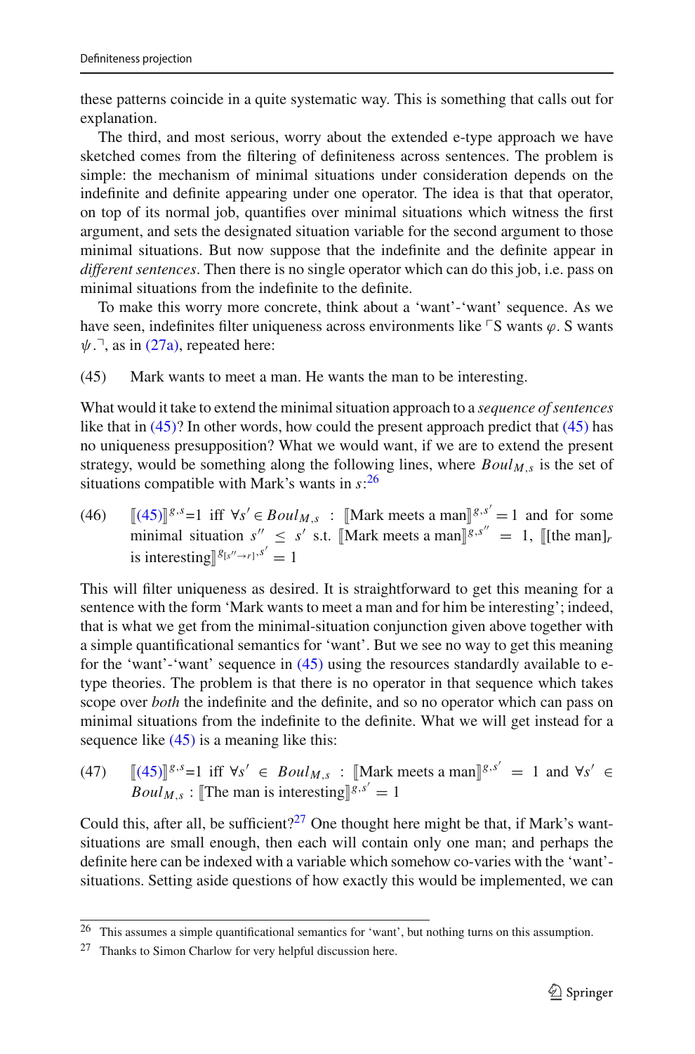these patterns coincide in a quite systematic way. This is something that calls out for explanation.

The third, and most serious, worry about the extended e-type approach we have sketched comes from the filtering of definiteness across sentences. The problem is simple: the mechanism of minimal situations under consideration depends on the indefinite and definite appearing under one operator. The idea is that that operator, on top of its normal job, quantifies over minimal situations which witness the first argument, and sets the designated situation variable for the second argument to those minimal situations. But now suppose that the indefinite and the definite appear in *different sentences*. Then there is no single operator which can do this job, i.e. pass on minimal situations from the indefinite to the definite.

To make this worry more concrete, think about a 'want'-'want' sequence. As we have seen, indefinites filter uniqueness across environments like ⌜S wants $\varphi$. S wants $\psi$.⌝, as in (27a), repeated here:

(45) Mark wants to meet a man. He wants the man to be interesting.

What would it take to extend the minimal situation approach to a *sequence of sentences* like that in (45)? In other words, how could the present approach predict that (45) has no uniqueness presupposition? What we would want, if we are to extend the present strategy, would be something along the following lines, where $Boul_{M,s}$ is the set of situations compatible with Mark's wants in $s$:[26]

(46) $[\![(45)]\!]^{g,s}=1$ iff $\forall s' \in Boul_{M,s}$ : $[\![\text{Mark meets a man}]\!]^{g,s'}=1$ and for some minimal situation $s'' \leq s'$ s.t. $[\![\text{Mark meets a man}]\!]^{g,s''} = 1$, $[\![[\text{the man}]_r \text{ is interesting}]\!]^{g[s''\rightarrow r],s'} = 1$

This will filter uniqueness as desired. It is straightforward to get this meaning for a sentence with the form 'Mark wants to meet a man and for him be interesting'; indeed, that is what we get from the minimal-situation conjunction given above together with a simple quantificational semantics for 'want'. But we see no way to get this meaning for the 'want'-'want' sequence in (45) using the resources standardly available to e-type theories. The problem is that there is no operator in that sequence which takes scope over *both* the indefinite and the definite, and so no operator which can pass on minimal situations from the indefinite to the definite. What we will get instead for a sequence like (45) is a meaning like this:

(47) $[\![(45)]\!]^{g,s}=1$ iff $\forall s' \in Boul_{M,s}$ : $[\![\text{Mark meets a man}]\!]^{g,s'} = 1$ and $\forall s' \in Boul_{M,s}$ : $[\![\text{The man is interesting}]\!]^{g,s'} = 1$

Could this, after all, be sufficient?[27] One thought here might be that, if Mark's want-situations are small enough, then each will contain only one man; and perhaps the definite here can be indexed with a variable which somehow co-varies with the 'want'-situations. Setting aside questions of how exactly this would be implemented, we can

---

[26] This assumes a simple quantificational semantics for 'want', but nothing turns on this assumption.

[27] Thanks to Simon Charlow for very helpful discussion here.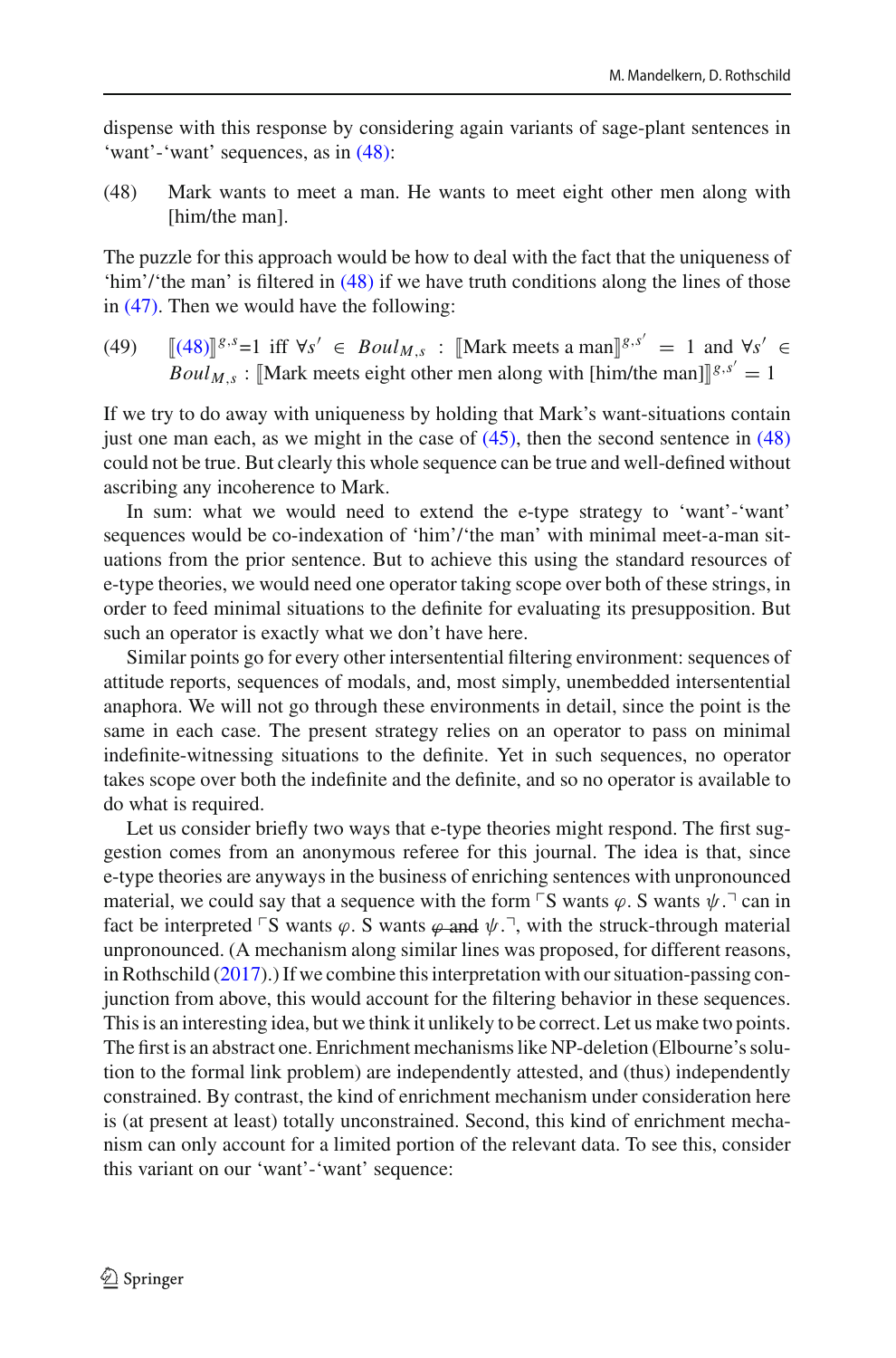dispense with this response by considering again variants of sage-plant sentences in ‘want’-‘want’ sequences, as in (48):

(48) Mark wants to meet a man. He wants to meet eight other men along with [him/the man].

The puzzle for this approach would be how to deal with the fact that the uniqueness of ‘him’/‘the man’ is filtered in (48) if we have truth conditions along the lines of those in (47). Then we would have the following:

(49) $[\![(48)]\!]^{g,s}$=1 iff $\forall s' \in Boul_{M,s}$ : $[\![\text{Mark meets a man}]\!]^{g,s'} = 1$ and $\forall s' \in Boul_{M,s}$ : $[\![\text{Mark meets eight other men along with [him/the man]}]\!]^{g,s'} = 1$

If we try to do away with uniqueness by holding that Mark’s want-situations contain just one man each, as we might in the case of (45), then the second sentence in (48) could not be true. But clearly this whole sequence can be true and well-defined without ascribing any incoherence to Mark.

In sum: what we would need to extend the e-type strategy to ‘want’-‘want’ sequences would be co-indexation of ‘him’/‘the man’ with minimal meet-a-man situations from the prior sentence. But to achieve this using the standard resources of e-type theories, we would need one operator taking scope over both of these strings, in order to feed minimal situations to the definite for evaluating its presupposition. But such an operator is exactly what we don’t have here.

Similar points go for every other intersentential filtering environment: sequences of attitude reports, sequences of modals, and, most simply, unembedded intersentential anaphora. We will not go through these environments in detail, since the point is the same in each case. The present strategy relies on an operator to pass on minimal indefinite-witnessing situations to the definite. Yet in such sequences, no operator takes scope over both the indefinite and the definite, and so no operator is available to do what is required.

Let us consider briefly two ways that e-type theories might respond. The first suggestion comes from an anonymous referee for this journal. The idea is that, since e-type theories are anyways in the business of enriching sentences with unpronounced material, we could say that a sequence with the form ⌜S wants $\varphi$. S wants $\psi$.⌝ can in fact be interpreted ⌜S wants $\varphi$. S wants ~~$\varphi$ and~~ $\psi$.⌝, with the struck-through material unpronounced. (A mechanism along similar lines was proposed, for different reasons, in Rothschild (2017).) If we combine this interpretation with our situation-passing conjunction from above, this would account for the filtering behavior in these sequences. This is an interesting idea, but we think it unlikely to be correct. Let us make two points. The first is an abstract one. Enrichment mechanisms like NP-deletion (Elbourne’s solution to the formal link problem) are independently attested, and (thus) independently constrained. By contrast, the kind of enrichment mechanism under consideration here is (at present at least) totally unconstrained. Second, this kind of enrichment mechanism can only account for a limited portion of the relevant data. To see this, consider this variant on our ‘want’-‘want’ sequence: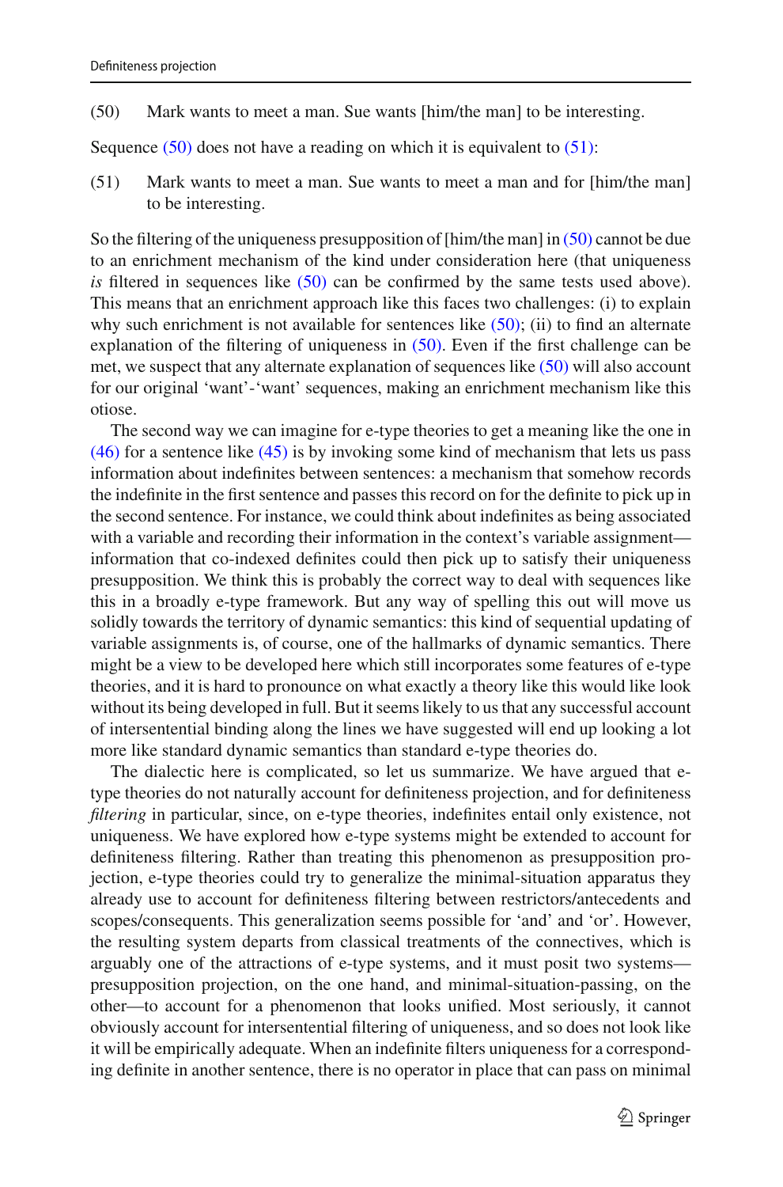(50) Mark wants to meet a man. Sue wants [him/the man] to be interesting.

Sequence (50) does not have a reading on which it is equivalent to (51):

(51) Mark wants to meet a man. Sue wants to meet a man and for [him/the man] to be interesting.

So the filtering of the uniqueness presupposition of [him/the man] in (50) cannot be due to an enrichment mechanism of the kind under consideration here (that uniqueness *is* filtered in sequences like (50) can be confirmed by the same tests used above). This means that an enrichment approach like this faces two challenges: (i) to explain why such enrichment is not available for sentences like (50); (ii) to find an alternate explanation of the filtering of uniqueness in (50). Even if the first challenge can be met, we suspect that any alternate explanation of sequences like (50) will also account for our original 'want'-'want' sequences, making an enrichment mechanism like this otiose.

The second way we can imagine for e-type theories to get a meaning like the one in (46) for a sentence like (45) is by invoking some kind of mechanism that lets us pass information about indefinites between sentences: a mechanism that somehow records the indefinite in the first sentence and passes this record on for the definite to pick up in the second sentence. For instance, we could think about indefinites as being associated with a variable and recording their information in the context's variable assignment—information that co-indexed definites could then pick up to satisfy their uniqueness presupposition. We think this is probably the correct way to deal with sequences like this in a broadly e-type framework. But any way of spelling this out will move us solidly towards the territory of dynamic semantics: this kind of sequential updating of variable assignments is, of course, one of the hallmarks of dynamic semantics. There might be a view to be developed here which still incorporates some features of e-type theories, and it is hard to pronounce on what exactly a theory like this would like look without its being developed in full. But it seems likely to us that any successful account of intersentential binding along the lines we have suggested will end up looking a lot more like standard dynamic semantics than standard e-type theories do.

The dialectic here is complicated, so let us summarize. We have argued that e-type theories do not naturally account for definiteness projection, and for definiteness *filtering* in particular, since, on e-type theories, indefinites entail only existence, not uniqueness. We have explored how e-type systems might be extended to account for definiteness filtering. Rather than treating this phenomenon as presupposition projection, e-type theories could try to generalize the minimal-situation apparatus they already use to account for definiteness filtering between restrictors/antecedents and scopes/consequents. This generalization seems possible for 'and' and 'or'. However, the resulting system departs from classical treatments of the connectives, which is arguably one of the attractions of e-type systems, and it must posit two systems—presupposition projection, on the one hand, and minimal-situation-passing, on the other—to account for a phenomenon that looks unified. Most seriously, it cannot obviously account for intersentential filtering of uniqueness, and so does not look like it will be empirically adequate. When an indefinite filters uniqueness for a corresponding definite in another sentence, there is no operator in place that can pass on minimal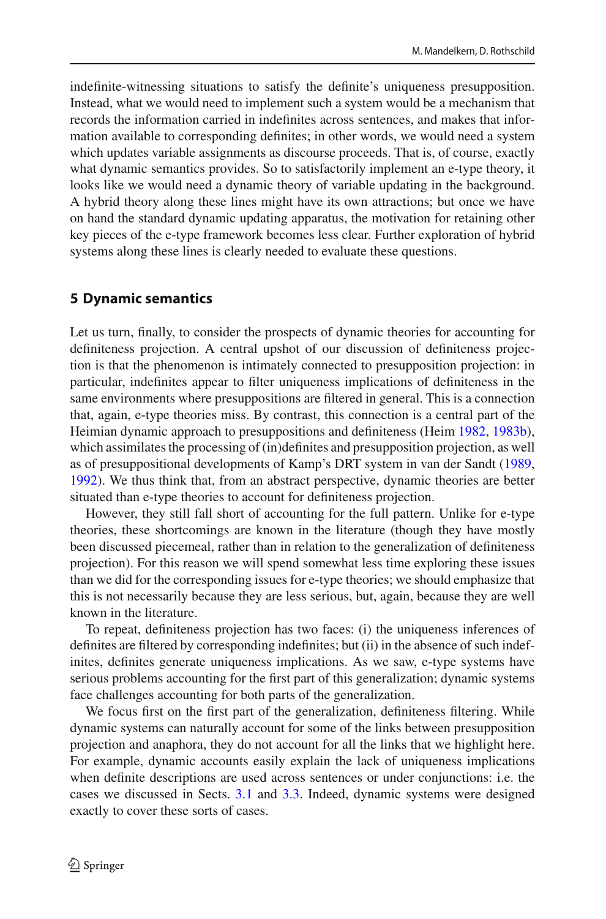indefinite-witnessing situations to satisfy the definite's uniqueness presupposition. Instead, what we would need to implement such a system would be a mechanism that records the information carried in indefinites across sentences, and makes that information available to corresponding definites; in other words, we would need a system which updates variable assignments as discourse proceeds. That is, of course, exactly what dynamic semantics provides. So to satisfactorily implement an e-type theory, it looks like we would need a dynamic theory of variable updating in the background. A hybrid theory along these lines might have its own attractions; but once we have on hand the standard dynamic updating apparatus, the motivation for retaining other key pieces of the e-type framework becomes less clear. Further exploration of hybrid systems along these lines is clearly needed to evaluate these questions.

## 5 Dynamic semantics

Let us turn, finally, to consider the prospects of dynamic theories for accounting for definiteness projection. A central upshot of our discussion of definiteness projection is that the phenomenon is intimately connected to presupposition projection: in particular, indefinites appear to filter uniqueness implications of definiteness in the same environments where presuppositions are filtered in general. This is a connection that, again, e-type theories miss. By contrast, this connection is a central part of the Heimian dynamic approach to presuppositions and definiteness (Heim 1982, 1983b), which assimilates the processing of (in)definites and presupposition projection, as well as of presuppositional developments of Kamp's DRT system in van der Sandt (1989, 1992). We thus think that, from an abstract perspective, dynamic theories are better situated than e-type theories to account for definiteness projection.

However, they still fall short of accounting for the full pattern. Unlike for e-type theories, these shortcomings are known in the literature (though they have mostly been discussed piecemeal, rather than in relation to the generalization of definiteness projection). For this reason we will spend somewhat less time exploring these issues than we did for the corresponding issues for e-type theories; we should emphasize that this is not necessarily because they are less serious, but, again, because they are well known in the literature.

To repeat, definiteness projection has two faces: (i) the uniqueness inferences of definites are filtered by corresponding indefinites; but (ii) in the absence of such indefinites, definites generate uniqueness implications. As we saw, e-type systems have serious problems accounting for the first part of this generalization; dynamic systems face challenges accounting for both parts of the generalization.

We focus first on the first part of the generalization, definiteness filtering. While dynamic systems can naturally account for some of the links between presupposition projection and anaphora, they do not account for all the links that we highlight here. For example, dynamic accounts easily explain the lack of uniqueness implications when definite descriptions are used across sentences or under conjunctions: i.e. the cases we discussed in Sects. 3.1 and 3.3. Indeed, dynamic systems were designed exactly to cover these sorts of cases.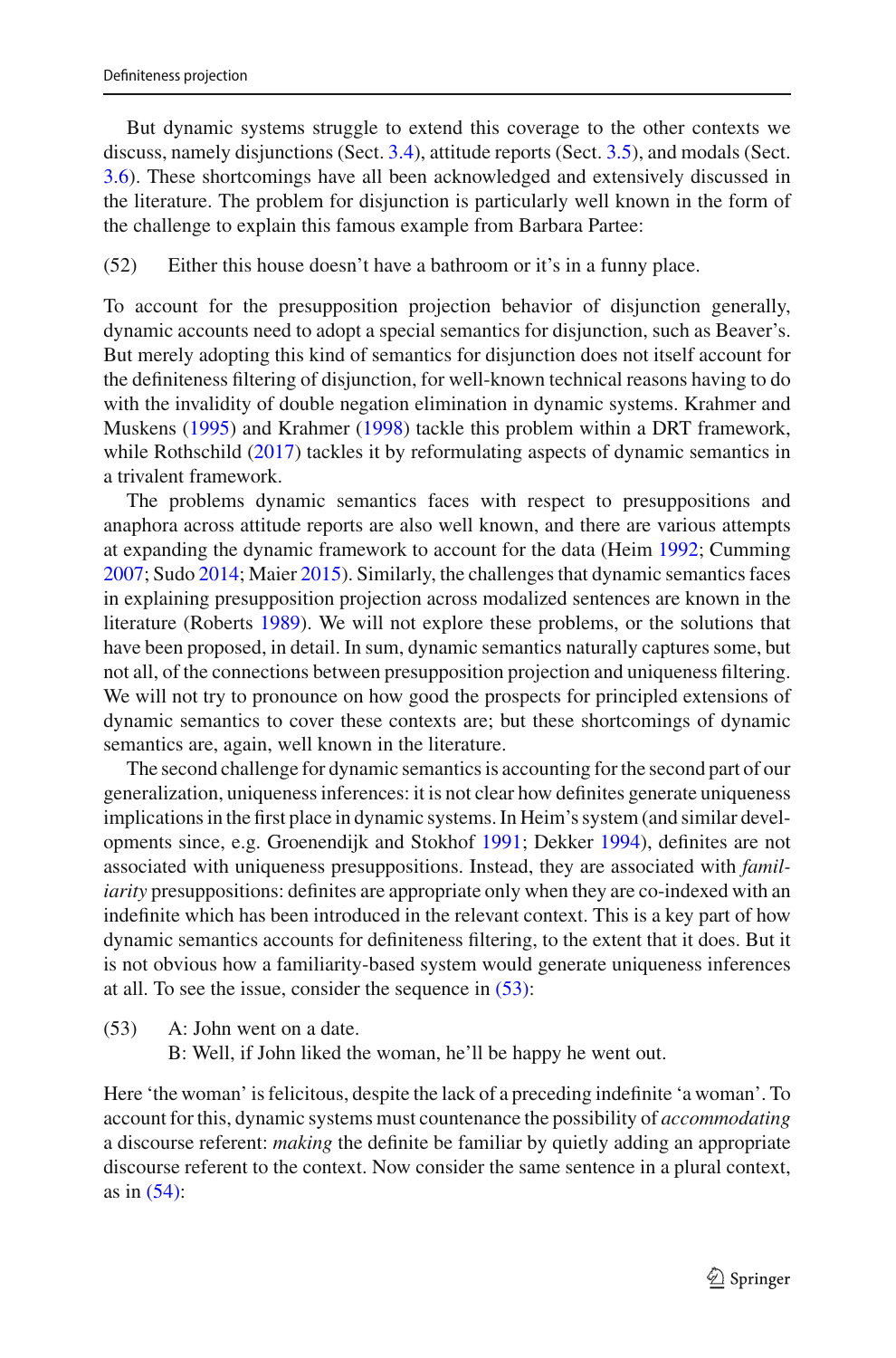But dynamic systems struggle to extend this coverage to the other contexts we discuss, namely disjunctions (Sect. 3.4), attitude reports (Sect. 3.5), and modals (Sect. 3.6). These shortcomings have all been acknowledged and extensively discussed in the literature. The problem for disjunction is particularly well known in the form of the challenge to explain this famous example from Barbara Partee:

(52) Either this house doesn't have a bathroom or it's in a funny place.

To account for the presupposition projection behavior of disjunction generally, dynamic accounts need to adopt a special semantics for disjunction, such as Beaver's. But merely adopting this kind of semantics for disjunction does not itself account for the definiteness filtering of disjunction, for well-known technical reasons having to do with the invalidity of double negation elimination in dynamic systems. Krahmer and Muskens (1995) and Krahmer (1998) tackle this problem within a DRT framework, while Rothschild (2017) tackles it by reformulating aspects of dynamic semantics in a trivalent framework.

The problems dynamic semantics faces with respect to presuppositions and anaphora across attitude reports are also well known, and there are various attempts at expanding the dynamic framework to account for the data (Heim 1992; Cumming 2007; Sudo 2014; Maier 2015). Similarly, the challenges that dynamic semantics faces in explaining presupposition projection across modalized sentences are known in the literature (Roberts 1989). We will not explore these problems, or the solutions that have been proposed, in detail. In sum, dynamic semantics naturally captures some, but not all, of the connections between presupposition projection and uniqueness filtering. We will not try to pronounce on how good the prospects for principled extensions of dynamic semantics to cover these contexts are; but these shortcomings of dynamic semantics are, again, well known in the literature.

The second challenge for dynamic semantics is accounting for the second part of our generalization, uniqueness inferences: it is not clear how definites generate uniqueness implications in the first place in dynamic systems. In Heim's system (and similar developments since, e.g. Groenendijk and Stokhof 1991; Dekker 1994), definites are not associated with uniqueness presuppositions. Instead, they are associated with *familiarity* presuppositions: definites are appropriate only when they are co-indexed with an indefinite which has been introduced in the relevant context. This is a key part of how dynamic semantics accounts for definiteness filtering, to the extent that it does. But it is not obvious how a familiarity-based system would generate uniqueness inferences at all. To see the issue, consider the sequence in (53):

(53) A: John went on a date.
B: Well, if John liked the woman, he'll be happy he went out.

Here 'the woman' is felicitous, despite the lack of a preceding indefinite 'a woman'. To account for this, dynamic systems must countenance the possibility of *accommodating* a discourse referent: *making* the definite be familiar by quietly adding an appropriate discourse referent to the context. Now consider the same sentence in a plural context, as in (54):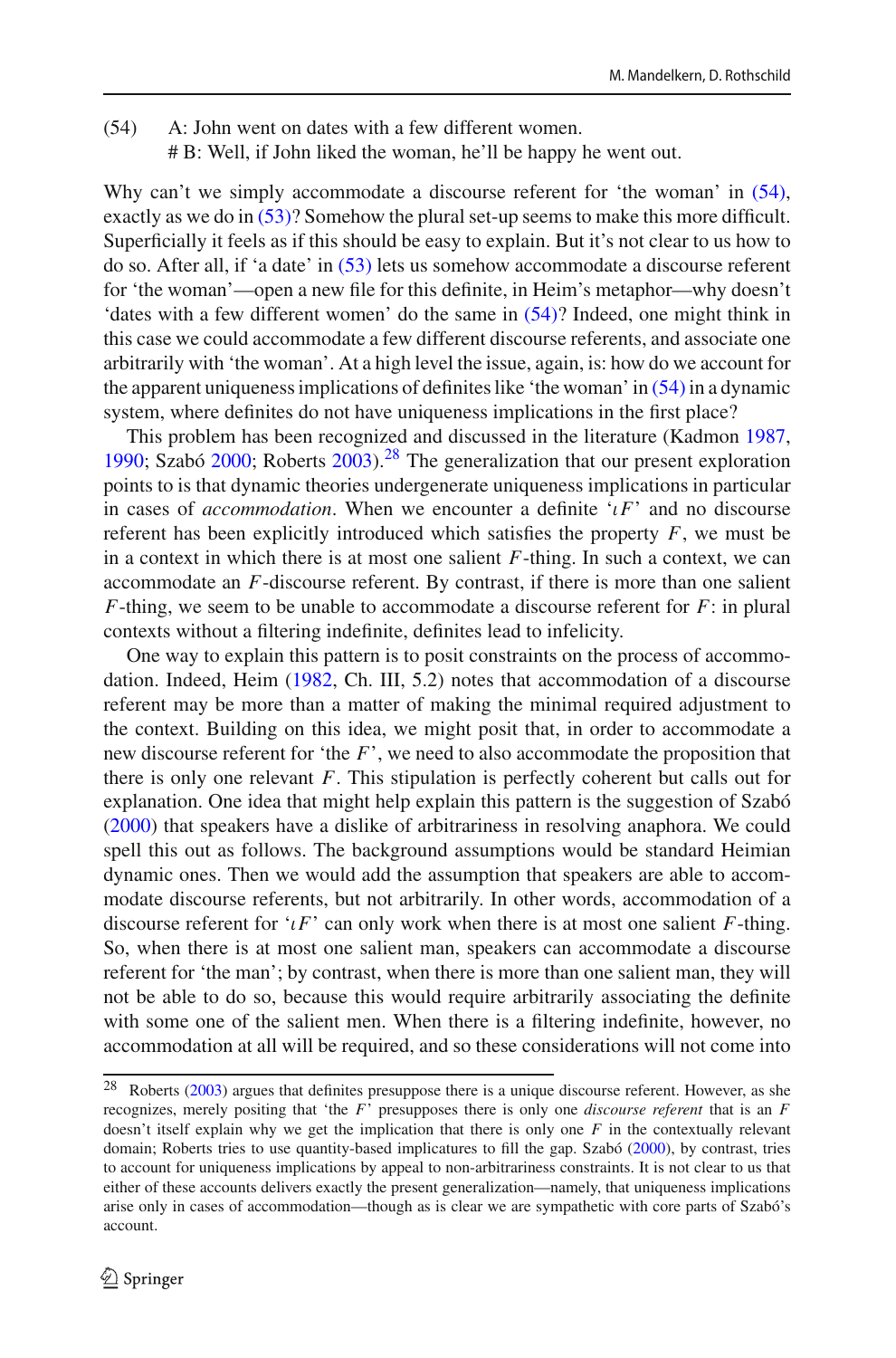(54) A: John went on dates with a few different women.
# B: Well, if John liked the woman, he'll be happy he went out.

Why can't we simply accommodate a discourse referent for 'the woman' in (54), exactly as we do in (53)? Somehow the plural set-up seems to make this more difficult. Superficially it feels as if this should be easy to explain. But it's not clear to us how to do so. After all, if 'a date' in (53) lets us somehow accommodate a discourse referent for 'the woman'—open a new file for this definite, in Heim's metaphor—why doesn't 'dates with a few different women' do the same in (54)? Indeed, one might think in this case we could accommodate a few different discourse referents, and associate one arbitrarily with 'the woman'. At a high level the issue, again, is: how do we account for the apparent uniqueness implications of definites like 'the woman' in (54) in a dynamic system, where definites do not have uniqueness implications in the first place?

This problem has been recognized and discussed in the literature (Kadmon 1987, 1990; Szabó 2000; Roberts 2003).[28] The generalization that our present exploration points to is that dynamic theories undergenerate uniqueness implications in particular in cases of *accommodation*. When we encounter a definite '$\iota F$' and no discourse referent has been explicitly introduced which satisfies the property $F$, we must be in a context in which there is at most one salient $F$-thing. In such a context, we can accommodate an $F$-discourse referent. By contrast, if there is more than one salient $F$-thing, we seem to be unable to accommodate a discourse referent for $F$: in plural contexts without a filtering indefinite, definites lead to infelicity.

One way to explain this pattern is to posit constraints on the process of accommodation. Indeed, Heim (1982, Ch. III, 5.2) notes that accommodation of a discourse referent may be more than a matter of making the minimal required adjustment to the context. Building on this idea, we might posit that, in order to accommodate a new discourse referent for 'the $F$', we need to also accommodate the proposition that there is only one relevant $F$. This stipulation is perfectly coherent but calls out for explanation. One idea that might help explain this pattern is the suggestion of Szabó (2000) that speakers have a dislike of arbitrariness in resolving anaphora. We could spell this out as follows. The background assumptions would be standard Heimian dynamic ones. Then we would add the assumption that speakers are able to accommodate discourse referents, but not arbitrarily. In other words, accommodation of a discourse referent for '$\iota F$' can only work when there is at most one salient $F$-thing. So, when there is at most one salient man, speakers can accommodate a discourse referent for 'the man'; by contrast, when there is more than one salient man, they will not be able to do so, because this would require arbitrarily associating the definite with some one of the salient men. When there is a filtering indefinite, however, no accommodation at all will be required, and so these considerations will not come into

[28] Roberts (2003) argues that definites presuppose there is a unique discourse referent. However, as she recognizes, merely positing that 'the $F$' presupposes there is only one *discourse referent* that is an $F$ doesn't itself explain why we get the implication that there is only one $F$ in the contextually relevant domain; Roberts tries to use quantity-based implicatures to fill the gap. Szabó (2000), by contrast, tries to account for uniqueness implications by appeal to non-arbitrariness constraints. It is not clear to us that either of these accounts delivers exactly the present generalization—namely, that uniqueness implications arise only in cases of accommodation—though as is clear we are sympathetic with core parts of Szabó's account.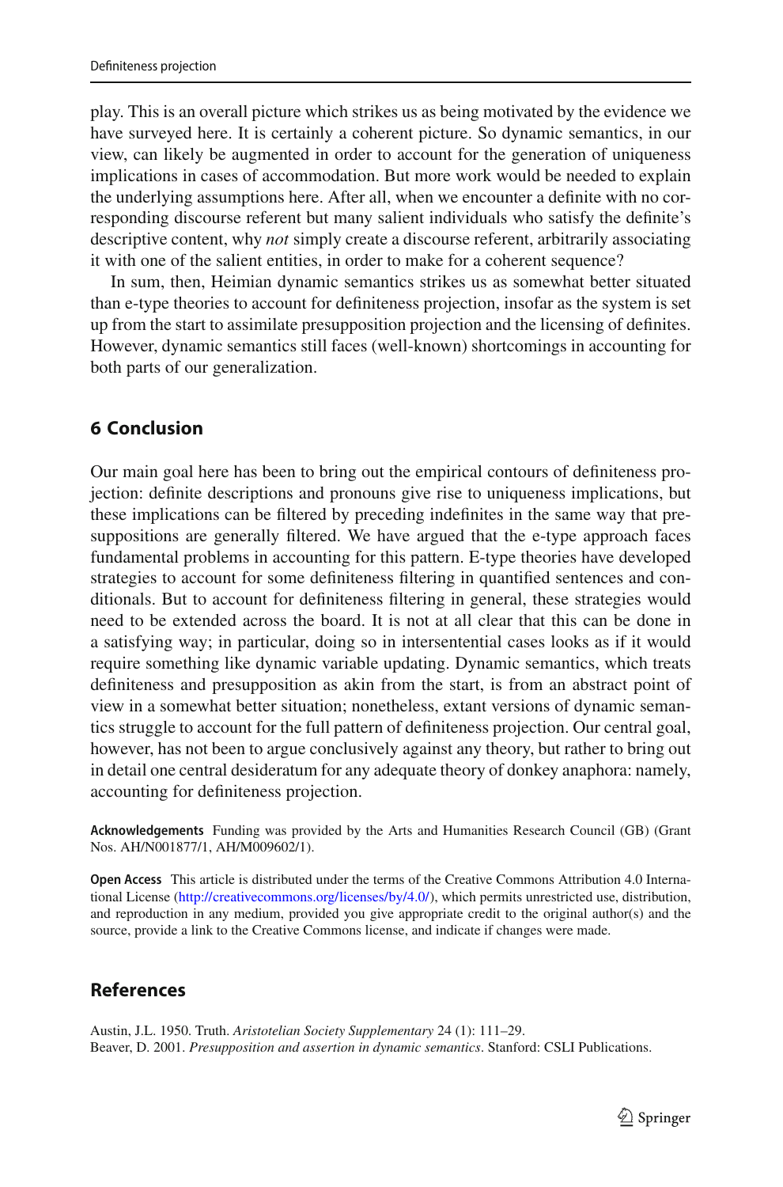play. This is an overall picture which strikes us as being motivated by the evidence we have surveyed here. It is certainly a coherent picture. So dynamic semantics, in our view, can likely be augmented in order to account for the generation of uniqueness implications in cases of accommodation. But more work would be needed to explain the underlying assumptions here. After all, when we encounter a definite with no corresponding discourse referent but many salient individuals who satisfy the definite's descriptive content, why *not* simply create a discourse referent, arbitrarily associating it with one of the salient entities, in order to make for a coherent sequence?

In sum, then, Heimian dynamic semantics strikes us as somewhat better situated than e-type theories to account for definiteness projection, insofar as the system is set up from the start to assimilate presupposition projection and the licensing of definites. However, dynamic semantics still faces (well-known) shortcomings in accounting for both parts of our generalization.

## 6 Conclusion

Our main goal here has been to bring out the empirical contours of definiteness projection: definite descriptions and pronouns give rise to uniqueness implications, but these implications can be filtered by preceding indefinites in the same way that presuppositions are generally filtered. We have argued that the e-type approach faces fundamental problems in accounting for this pattern. E-type theories have developed strategies to account for some definiteness filtering in quantified sentences and conditionals. But to account for definiteness filtering in general, these strategies would need to be extended across the board. It is not at all clear that this can be done in a satisfying way; in particular, doing so in intersentential cases looks as if it would require something like dynamic variable updating. Dynamic semantics, which treats definiteness and presupposition as akin from the start, is from an abstract point of view in a somewhat better situation; nonetheless, extant versions of dynamic semantics struggle to account for the full pattern of definiteness projection. Our central goal, however, has not been to argue conclusively against any theory, but rather to bring out in detail one central desideratum for any adequate theory of donkey anaphora: namely, accounting for definiteness projection.

**Acknowledgements** Funding was provided by the Arts and Humanities Research Council (GB) (Grant Nos. AH/N001877/1, AH/M009602/1).

**Open Access** This article is distributed under the terms of the Creative Commons Attribution 4.0 International License (http://creativecommons.org/licenses/by/4.0/), which permits unrestricted use, distribution, and reproduction in any medium, provided you give appropriate credit to the original author(s) and the source, provide a link to the Creative Commons license, and indicate if changes were made.

## References

Austin, J.L. 1950. Truth. *Aristotelian Society Supplementary* 24 (1): 111–29.

Beaver, D. 2001. *Presupposition and assertion in dynamic semantics*. Stanford: CSLI Publications.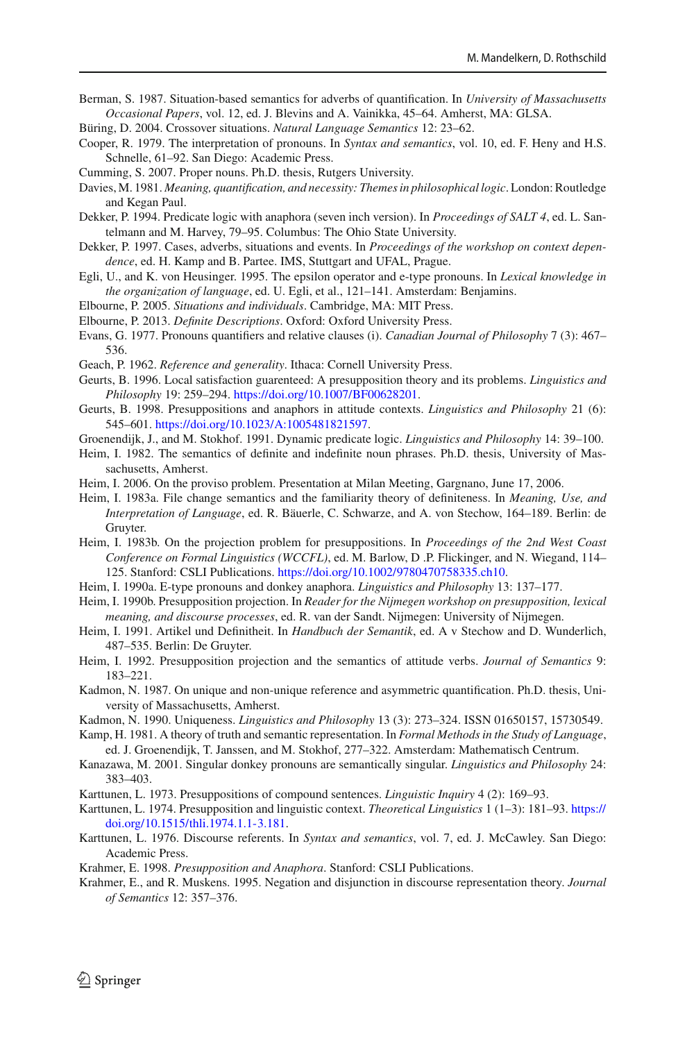Berman, S. 1987. Situation-based semantics for adverbs of quantification. In *University of Massachusetts Occasional Papers*, vol. 12, ed. J. Blevins and A. Vainikka, 45–64. Amherst, MA: GLSA.

Büring, D. 2004. Crossover situations. *Natural Language Semantics* 12: 23–62.

Cooper, R. 1979. The interpretation of pronouns. In *Syntax and semantics*, vol. 10, ed. F. Heny and H.S. Schnelle, 61–92. San Diego: Academic Press.

Cumming, S. 2007. Proper nouns. Ph.D. thesis, Rutgers University.

Davies, M. 1981. *Meaning, quantification, and necessity: Themes in philosophical logic*. London: Routledge and Kegan Paul.

Dekker, P. 1994. Predicate logic with anaphora (seven inch version). In *Proceedings of SALT 4*, ed. L. Santelmann and M. Harvey, 79–95. Columbus: The Ohio State University.

Dekker, P. 1997. Cases, adverbs, situations and events. In *Proceedings of the workshop on context dependence*, ed. H. Kamp and B. Partee. IMS, Stuttgart and UFAL, Prague.

Egli, U., and K. von Heusinger. 1995. The epsilon operator and e-type pronouns. In *Lexical knowledge in the organization of language*, ed. U. Egli, et al., 121–141. Amsterdam: Benjamins.

Elbourne, P. 2005. *Situations and individuals*. Cambridge, MA: MIT Press.

Elbourne, P. 2013. *Definite Descriptions*. Oxford: Oxford University Press.

Evans, G. 1977. Pronouns quantifiers and relative clauses (i). *Canadian Journal of Philosophy* 7 (3): 467–536.

Geach, P. 1962. *Reference and generality*. Ithaca: Cornell University Press.

Geurts, B. 1996. Local satisfaction guarenteed: A presupposition theory and its problems. *Linguistics and Philosophy* 19: 259–294. https://doi.org/10.1007/BF00628201.

Geurts, B. 1998. Presuppositions and anaphors in attitude contexts. *Linguistics and Philosophy* 21 (6): 545–601. https://doi.org/10.1023/A:1005481821597.

Groenendijk, J., and M. Stokhof. 1991. Dynamic predicate logic. *Linguistics and Philosophy* 14: 39–100.

Heim, I. 1982. The semantics of definite and indefinite noun phrases. Ph.D. thesis, University of Massachusetts, Amherst.

Heim, I. 2006. On the proviso problem. Presentation at Milan Meeting, Gargnano, June 17, 2006.

Heim, I. 1983a. File change semantics and the familiarity theory of definiteness. In *Meaning, Use, and Interpretation of Language*, ed. R. Bäuerle, C. Schwarze, and A. von Stechow, 164–189. Berlin: de Gruyter.

Heim, I. 1983b. On the projection problem for presuppositions. In *Proceedings of the 2nd West Coast Conference on Formal Linguistics (WCCFL)*, ed. M. Barlow, D .P. Flickinger, and N. Wiegand, 114–125. Stanford: CSLI Publications. https://doi.org/10.1002/9780470758335.ch10.

Heim, I. 1990a. E-type pronouns and donkey anaphora. *Linguistics and Philosophy* 13: 137–177.

Heim, I. 1990b. Presupposition projection. In *Reader for the Nijmegen workshop on presupposition, lexical meaning, and discourse processes*, ed. R. van der Sandt. Nijmegen: University of Nijmegen.

Heim, I. 1991. Artikel und Definitheit. In *Handbuch der Semantik*, ed. A v Stechow and D. Wunderlich, 487–535. Berlin: De Gruyter.

Heim, I. 1992. Presupposition projection and the semantics of attitude verbs. *Journal of Semantics* 9: 183–221.

Kadmon, N. 1987. On unique and non-unique reference and asymmetric quantification. Ph.D. thesis, University of Massachusetts, Amherst.

Kadmon, N. 1990. Uniqueness. *Linguistics and Philosophy* 13 (3): 273–324. ISSN 01650157, 15730549.

Kamp, H. 1981. A theory of truth and semantic representation. In *Formal Methods in the Study of Language*, ed. J. Groenendijk, T. Janssen, and M. Stokhof, 277–322. Amsterdam: Mathematisch Centrum.

Kanazawa, M. 2001. Singular donkey pronouns are semantically singular. *Linguistics and Philosophy* 24: 383–403.

Karttunen, L. 1973. Presuppositions of compound sentences. *Linguistic Inquiry* 4 (2): 169–93.

Karttunen, L. 1974. Presupposition and linguistic context. *Theoretical Linguistics* 1 (1–3): 181–93. https://doi.org/10.1515/thli.1974.1.1-3.181.

Karttunen, L. 1976. Discourse referents. In *Syntax and semantics*, vol. 7, ed. J. McCawley. San Diego: Academic Press.

Krahmer, E. 1998. *Presupposition and Anaphora*. Stanford: CSLI Publications.

Krahmer, E., and R. Muskens. 1995. Negation and disjunction in discourse representation theory. *Journal of Semantics* 12: 357–376.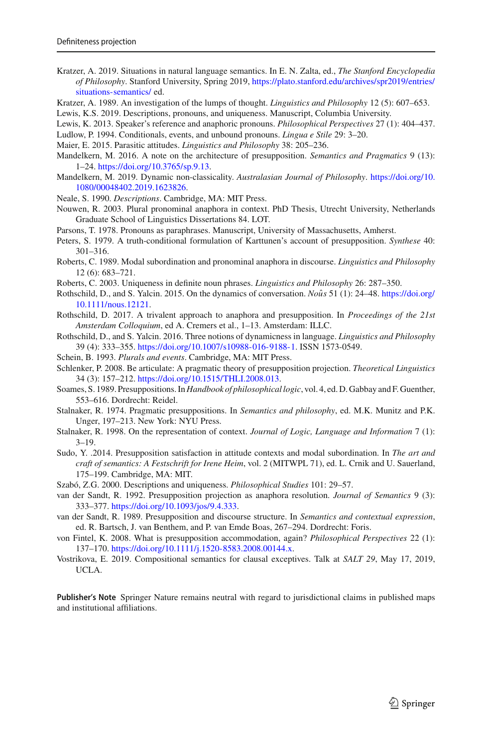Kratzer, A. 2019. Situations in natural language semantics. In E. N. Zalta, ed., *The Stanford Encyclopedia of Philosophy*. Stanford University, Spring 2019, https://plato.stanford.edu/archives/spr2019/entries/situations-semantics/ ed.

Kratzer, A. 1989. An investigation of the lumps of thought. *Linguistics and Philosophy* 12 (5): 607–653.

Lewis, K.S. 2019. Descriptions, pronouns, and uniqueness. Manuscript, Columbia University.

Lewis, K. 2013. Speaker's reference and anaphoric pronouns. *Philosophical Perspectives* 27 (1): 404–437.

Ludlow, P. 1994. Conditionals, events, and unbound pronouns. *Lingua e Stile* 29: 3–20.

Maier, E. 2015. Parasitic attitudes. *Linguistics and Philosophy* 38: 205–236.

Mandelkern, M. 2016. A note on the architecture of presupposition. *Semantics and Pragmatics* 9 (13): 1–24. https://doi.org/10.3765/sp.9.13.

Mandelkern, M. 2019. Dynamic non-classicality. *Australasian Journal of Philosophy*. https://doi.org/10.1080/00048402.2019.1623826.

Neale, S. 1990. *Descriptions*. Cambridge, MA: MIT Press.

Nouwen, R. 2003. Plural pronominal anaphora in context. PhD Thesis, Utrecht University, Netherlands Graduate School of Linguistics Dissertations 84. LOT.

Parsons, T. 1978. Pronouns as paraphrases. Manuscript, University of Massachusetts, Amherst.

Peters, S. 1979. A truth-conditional formulation of Karttunen's account of presupposition. *Synthese* 40: 301–316.

Roberts, C. 1989. Modal subordination and pronominal anaphora in discourse. *Linguistics and Philosophy* 12 (6): 683–721.

Roberts, C. 2003. Uniqueness in definite noun phrases. *Linguistics and Philosophy* 26: 287–350.

Rothschild, D., and S. Yalcin. 2015. On the dynamics of conversation. *Noûs* 51 (1): 24–48. https://doi.org/10.1111/nous.12121.

Rothschild, D. 2017. A trivalent approach to anaphora and presupposition. In *Proceedings of the 21st Amsterdam Colloquium*, ed A. Cremers et al., 1–13. Amsterdam: ILLC.

Rothschild, D., and S. Yalcin. 2016. Three notions of dynamicness in language. *Linguistics and Philosophy* 39 (4): 333–355. https://doi.org/10.1007/s10988-016-9188-1. ISSN 1573-0549.

Schein, B. 1993. *Plurals and events*. Cambridge, MA: MIT Press.

Schlenker, P. 2008. Be articulate: A pragmatic theory of presupposition projection. *Theoretical Linguistics* 34 (3): 157–212. https://doi.org/10.1515/THLI.2008.013.

Soames, S. 1989. Presuppositions. In *Handbook of philosophical logic*, vol. 4, ed. D. Gabbay and F. Guenther, 553–616. Dordrecht: Reidel.

Stalnaker, R. 1974. Pragmatic presuppositions. In *Semantics and philosophy*, ed. M.K. Munitz and P.K. Unger, 197–213. New York: NYU Press.

Stalnaker, R. 1998. On the representation of context. *Journal of Logic, Language and Information* 7 (1): 3–19.

Sudo, Y. .2014. Presupposition satisfaction in attitude contexts and modal subordination. In *The art and craft of semantics: A Festschrift for Irene Heim*, vol. 2 (MITWPL 71), ed. L. Crnik and U. Sauerland, 175–199. Cambridge, MA: MIT.

Szabó, Z.G. 2000. Descriptions and uniqueness. *Philosophical Studies* 101: 29–57.

van der Sandt, R. 1992. Presupposition projection as anaphora resolution. *Journal of Semantics* 9 (3): 333–377. https://doi.org/10.1093/jos/9.4.333.

van der Sandt, R. 1989. Presupposition and discourse structure. In *Semantics and contextual expression*, ed. R. Bartsch, J. van Benthem, and P. van Emde Boas, 267–294. Dordrecht: Foris.

von Fintel, K. 2008. What is presupposition accommodation, again? *Philosophical Perspectives* 22 (1): 137–170. https://doi.org/10.1111/j.1520-8583.2008.00144.x.

Vostrikova, E. 2019. Compositional semantics for clausal exceptives. Talk at *SALT 29*, May 17, 2019, UCLA.

**Publisher's Note** Springer Nature remains neutral with regard to jurisdictional claims in published maps and institutional affiliations.